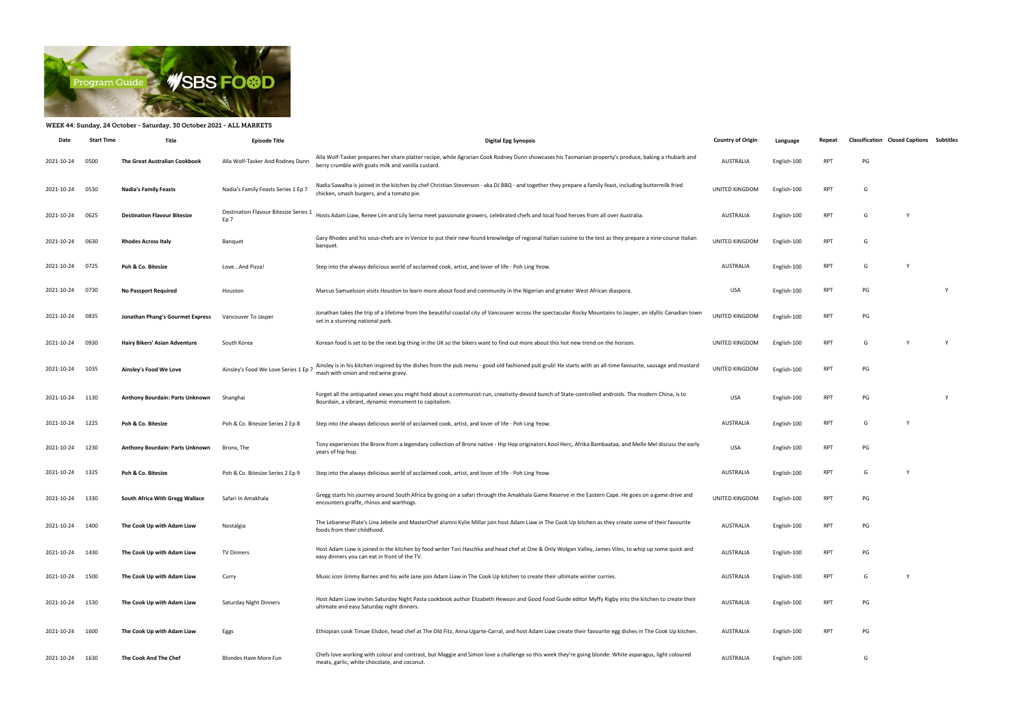WEEK 44: Sunday, 24 October - Saturday, 30 October 2021 - ALL MARKETS

| Date | Start Time | Title | Episode Title | Digital Epg Synopsis | Country of Origin | Language | Repeat | Classification | Closed Captions | Subtitles |
|---|---|---|---|---|---|---|---|---|---|---|
| 2021-10-24 | 0500 | The Great Australian Cookbook | Alla Wolf-Tasker And Rodney Dunn | Alla Wolf-Tasker prepares her share platter recipe, while Agrarian Cook Rodney Dunn showcases his Tasmanian property's produce, baking a rhubarb and berry crumble with goats milk and vanilla custard. | AUSTRALIA | English-100 | RPT | PG | | |
| 2021-10-24 | 0530 | Nadia's Family Feasts | Nadia's Family Feasts Series 1 Ep 7 | Nadia Sawalha is joined in the kitchen by chef Christian Stevenson - aka DJ BBQ - and together they prepare a family feast, including buttermilk fried chicken, smash burgers, and a tomato pie. | UNITED KINGDOM | English-100 | RPT | G | | |
| 2021-10-24 | 0625 | Destination Flavour Bitesize | Destination Flavour Bitesize Series 1 Ep 7 | Hosts Adam Liaw, Renee Lim and Lily Serna meet passionate growers, celebrated chefs and local food heroes from all over Australia. | AUSTRALIA | English-100 | RPT | G | Y | |
| 2021-10-24 | 0630 | Rhodes Across Italy | Banquet | Gary Rhodes and his sous-chefs are in Venice to put their new-found knowledge of regional Italian cuisine to the test as they prepare a nine-course Italian banquet. | UNITED KINGDOM | English-100 | RPT | G | | |
| 2021-10-24 | 0725 | Poh & Co. Bitesize | Love...And Pizza! | Step into the always delicious world of acclaimed cook, artist, and lover of life - Poh Ling Yeow. | AUSTRALIA | English-100 | RPT | G | Y | |
| 2021-10-24 | 0730 | No Passport Required | Houston | Marcus Samuelsson visits Houston to learn more about food and community in the Nigerian and greater West African diaspora. | USA | English-100 | RPT | PG | | Y |
| 2021-10-24 | 0835 | Jonathan Phang's Gourmet Express | Vancouver To Jasper | Jonathan takes the trip of a lifetime from the beautiful coastal city of Vancouver across the spectacular Rocky Mountains to Jasper, an idyllic Canadian town set in a stunning national park. | UNITED KINGDOM | English-100 | RPT | PG | | |
| 2021-10-24 | 0930 | Hairy Bikers' Asian Adventure | South Korea | Korean food is set to be the next big thing in the UK so the bikers want to find out more about this hot new trend on the horizon. | UNITED KINGDOM | English-100 | RPT | G | Y | Y |
| 2021-10-24 | 1035 | Ainsley's Food We Love | Ainsley's Food We Love Series 1 Ep 7 | Ainsley is in his kitchen inspired by the dishes from the pub menu - good old fashioned pub grub! He starts with an all-time favourite, sausage and mustard mash with onion and red wine gravy. | UNITED KINGDOM | English-100 | RPT | PG | | |
| 2021-10-24 | 1130 | Anthony Bourdain: Parts Unknown | Shanghai | Forget all the antiquated views you might hold about a communist-run, creativity-devoid bunch of State-controlled androids. The modern China, is to Bourdain, a vibrant, dynamic monument to capitalism. | USA | English-100 | RPT | PG | | Y |
| 2021-10-24 | 1225 | Poh & Co. Bitesize | Poh & Co. Bitesize Series 2 Ep 8 | Step into the always delicious world of acclaimed cook, artist, and lover of life - Poh Ling Yeow. | AUSTRALIA | English-100 | RPT | G | Y | |
| 2021-10-24 | 1230 | Anthony Bourdain: Parts Unknown | Bronx, The | Tony experiences the Bronx from a legendary collection of Bronx native - Hip Hop originators Kool Herc, Afrika Bambaataa, and Melle Mel discuss the early years of hip hop. | USA | English-100 | RPT | PG | | |
| 2021-10-24 | 1325 | Poh & Co. Bitesize | Poh & Co. Bitesize Series 2 Ep 9 | Step into the always delicious world of acclaimed cook, artist, and lover of life - Poh Ling Yeow. | AUSTRALIA | English-100 | RPT | G | Y | |
| 2021-10-24 | 1330 | South Africa With Gregg Wallace | Safari In Amakhala | Gregg starts his journey around South Africa by going on a safari through the Amakhala Game Reserve in the Eastern Cape. He goes on a game drive and encounters giraffe, rhinos and warthogs. | UNITED KINGDOM | English-100 | RPT | PG | | |
| 2021-10-24 | 1400 | The Cook Up with Adam Liaw | Nostalgia | The Lebanese Plate's Lina Jebeile and MasterChef alumni Kylie Millar join host Adam Liaw in The Cook Up kitchen as they create some of their favourite foods from their childhood. | AUSTRALIA | English-100 | RPT | PG | | |
| 2021-10-24 | 1430 | The Cook Up with Adam Liaw | TV Dinners | Host Adam Liaw is joined in the kitchen by food writer Tori Haschka and head chef at One & Only Wolgan Valley, James Viles, to whip up some quick and easy dinners you can eat in front of the TV. | AUSTRALIA | English-100 | RPT | PG | | |
| 2021-10-24 | 1500 | The Cook Up with Adam Liaw | Curry | Music icon Jimmy Barnes and his wife Jane join Adam Liaw in The Cook Up kitchen to create their ultimate winter curries. | AUSTRALIA | English-100 | RPT | G | Y | |
| 2021-10-24 | 1530 | The Cook Up with Adam Liaw | Saturday Night Dinners | Host Adam Liaw invites Saturday Night Pasta cookbook author Elizabeth Hewson and Good Food Guide editor Myffy Rigby into the kitchen to create their ultimate and easy Saturday night dinners. | AUSTRALIA | English-100 | RPT | PG | | |
| 2021-10-24 | 1600 | The Cook Up with Adam Liaw | Eggs | Ethiopian cook Tinsae Elsdon, head chef at The Old Fitz, Anna Ugarte-Carral, and host Adam Liaw create their favourite egg dishes in The Cook Up kitchen. | AUSTRALIA | English-100 | RPT | PG | | |
| 2021-10-24 | 1630 | The Cook And The Chef | Blondes Have More Fun | Chefs love working with colour and contrast, but Maggie and Simon love a challenge so this week they're going blonde. White asparagus, light coloured meats, garlic, white chocolate, and coconut. | AUSTRALIA | English-100 | | G | | |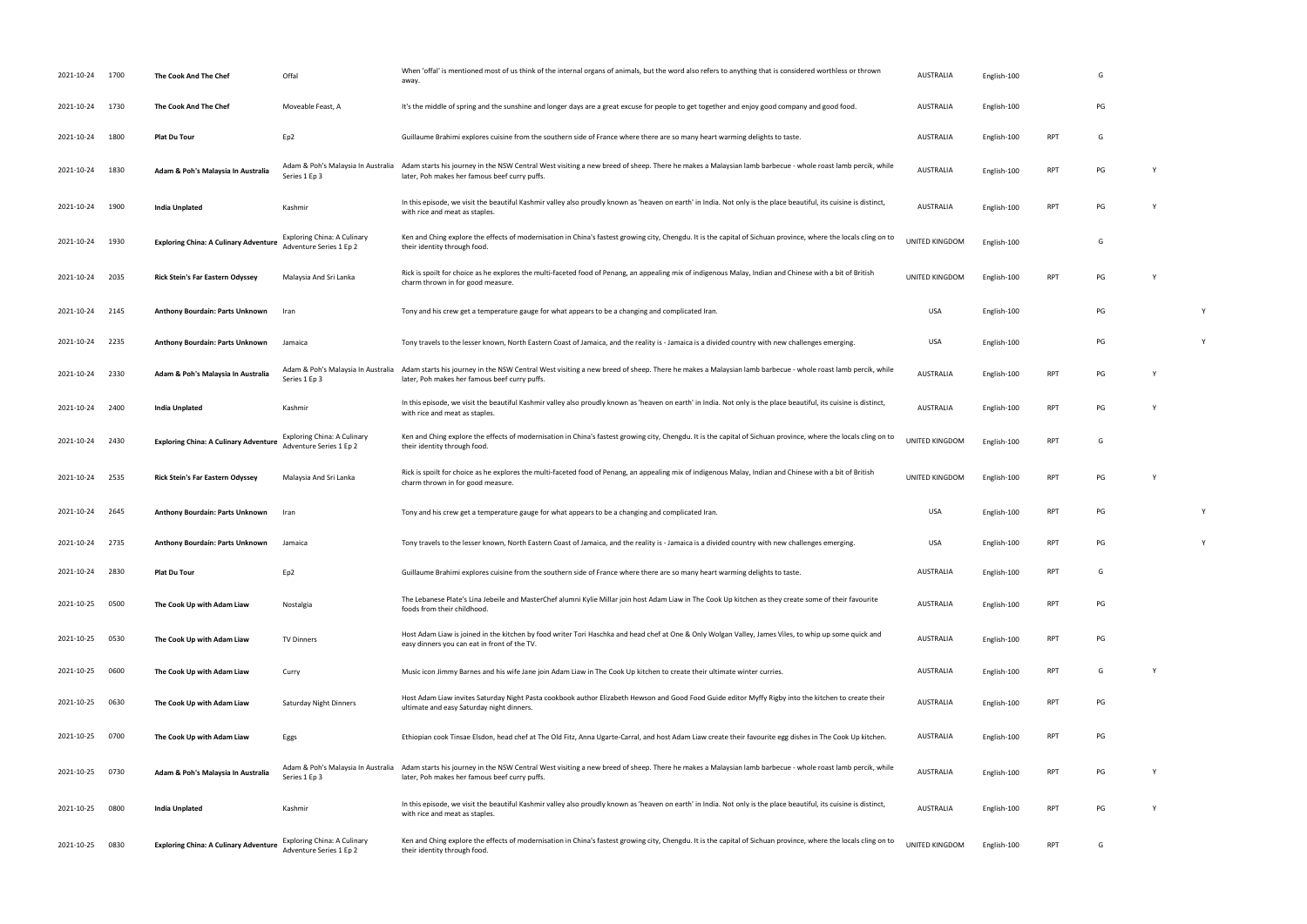| | | | | | | | | | | |
|---|---|---|---|---|---|---|---|---|---|---|
| 2021-10-24 | 1700 | **The Cook And The Chef** | Offal | When 'offal' is mentioned most of us think of the internal organs of animals, but the word also refers to anything that is considered worthless or thrown away. | AUSTRALIA | English-100 | | G | | |
| 2021-10-24 | 1730 | **The Cook And The Chef** | Moveable Feast, A | It's the middle of spring and the sunshine and longer days are a great excuse for people to get together and enjoy good company and good food. | AUSTRALIA | English-100 | | PG | | |
| 2021-10-24 | 1800 | **Plat Du Tour** | Ep2 | Guillaume Brahimi explores cuisine from the southern side of France where there are so many heart warming delights to taste. | AUSTRALIA | English-100 | RPT | G | | |
| 2021-10-24 | 1830 | **Adam & Poh's Malaysia In Australia** | Adam & Poh's Malaysia In Australia Series 1 Ep 3 | Adam starts his journey in the NSW Central West visiting a new breed of sheep. There he makes a Malaysian lamb barbecue - whole roast lamb percik, while later, Poh makes her famous beef curry puffs. | AUSTRALIA | English-100 | RPT | PG | Y | |
| 2021-10-24 | 1900 | **India Unplated** | Kashmir | In this episode, we visit the beautiful Kashmir valley also proudly known as 'heaven on earth' in India. Not only is the place beautiful, its cuisine is distinct, with rice and meat as staples. | AUSTRALIA | English-100 | RPT | PG | Y | |
| 2021-10-24 | 1930 | **Exploring China: A Culinary Adventure** | Exploring China: A Culinary Adventure Series 1 Ep 2 | Ken and Ching explore the effects of modernisation in China's fastest growing city, Chengdu. It is the capital of Sichuan province, where the locals cling on to their identity through food. | UNITED KINGDOM | English-100 | | G | | |
| 2021-10-24 | 2035 | **Rick Stein's Far Eastern Odyssey** | Malaysia And Sri Lanka | Rick is spoilt for choice as he explores the multi-faceted food of Penang, an appealing mix of indigenous Malay, Indian and Chinese with a bit of British charm thrown in for good measure. | UNITED KINGDOM | English-100 | RPT | PG | Y | |
| 2021-10-24 | 2145 | **Anthony Bourdain: Parts Unknown** | Iran | Tony and his crew get a temperature gauge for what appears to be a changing and complicated Iran. | USA | English-100 | | PG | | Y |
| 2021-10-24 | 2235 | **Anthony Bourdain: Parts Unknown** | Jamaica | Tony travels to the lesser known, North Eastern Coast of Jamaica, and the reality is - Jamaica is a divided country with new challenges emerging. | USA | English-100 | | PG | | Y |
| 2021-10-24 | 2330 | **Adam & Poh's Malaysia In Australia** | Adam & Poh's Malaysia In Australia Series 1 Ep 3 | Adam starts his journey in the NSW Central West visiting a new breed of sheep. There he makes a Malaysian lamb barbecue - whole roast lamb percik, while later, Poh makes her famous beef curry puffs. | AUSTRALIA | English-100 | RPT | PG | Y | |
| 2021-10-24 | 2400 | **India Unplated** | Kashmir | In this episode, we visit the beautiful Kashmir valley also proudly known as 'heaven on earth' in India. Not only is the place beautiful, its cuisine is distinct, with rice and meat as staples. | AUSTRALIA | English-100 | RPT | PG | Y | |
| 2021-10-24 | 2430 | **Exploring China: A Culinary Adventure** | Exploring China: A Culinary Adventure Series 1 Ep 2 | Ken and Ching explore the effects of modernisation in China's fastest growing city, Chengdu. It is the capital of Sichuan province, where the locals cling on to their identity through food. | UNITED KINGDOM | English-100 | RPT | G | | |
| 2021-10-24 | 2535 | **Rick Stein's Far Eastern Odyssey** | Malaysia And Sri Lanka | Rick is spoilt for choice as he explores the multi-faceted food of Penang, an appealing mix of indigenous Malay, Indian and Chinese with a bit of British charm thrown in for good measure. | UNITED KINGDOM | English-100 | RPT | PG | Y | |
| 2021-10-24 | 2645 | **Anthony Bourdain: Parts Unknown** | Iran | Tony and his crew get a temperature gauge for what appears to be a changing and complicated Iran. | USA | English-100 | RPT | PG | | Y |
| 2021-10-24 | 2735 | **Anthony Bourdain: Parts Unknown** | Jamaica | Tony travels to the lesser known, North Eastern Coast of Jamaica, and the reality is - Jamaica is a divided country with new challenges emerging. | USA | English-100 | RPT | PG | | Y |
| 2021-10-24 | 2830 | **Plat Du Tour** | Ep2 | Guillaume Brahimi explores cuisine from the southern side of France where there are so many heart warming delights to taste. | AUSTRALIA | English-100 | RPT | G | | |
| 2021-10-25 | 0500 | **The Cook Up with Adam Liaw** | Nostalgia | The Lebanese Plate's Lina Jebeile and MasterChef alumni Kylie Millar join host Adam Liaw in The Cook Up kitchen as they create some of their favourite foods from their childhood. | AUSTRALIA | English-100 | RPT | PG | | |
| 2021-10-25 | 0530 | **The Cook Up with Adam Liaw** | TV Dinners | Host Adam Liaw is joined in the kitchen by food writer Tori Haschka and head chef at One & Only Wolgan Valley, James Viles, to whip up some quick and easy dinners you can eat in front of the TV. | AUSTRALIA | English-100 | RPT | PG | | |
| 2021-10-25 | 0600 | **The Cook Up with Adam Liaw** | Curry | Music icon Jimmy Barnes and his wife Jane join Adam Liaw in The Cook Up kitchen to create their ultimate winter curries. | AUSTRALIA | English-100 | RPT | G | Y | |
| 2021-10-25 | 0630 | **The Cook Up with Adam Liaw** | Saturday Night Dinners | Host Adam Liaw invites Saturday Night Pasta cookbook author Elizabeth Hewson and Good Food Guide editor Myffy Rigby into the kitchen to create their ultimate and easy Saturday night dinners. | AUSTRALIA | English-100 | RPT | PG | | |
| 2021-10-25 | 0700 | **The Cook Up with Adam Liaw** | Eggs | Ethiopian cook Tinsae Elsdon, head chef at The Old Fitz, Anna Ugarte-Carral, and host Adam Liaw create their favourite egg dishes in The Cook Up kitchen. | AUSTRALIA | English-100 | RPT | PG | | |
| 2021-10-25 | 0730 | **Adam & Poh's Malaysia In Australia** | Adam & Poh's Malaysia In Australia Series 1 Ep 3 | Adam starts his journey in the NSW Central West visiting a new breed of sheep. There he makes a Malaysian lamb barbecue - whole roast lamb percik, while later, Poh makes her famous beef curry puffs. | AUSTRALIA | English-100 | RPT | PG | Y | |
| 2021-10-25 | 0800 | **India Unplated** | Kashmir | In this episode, we visit the beautiful Kashmir valley also proudly known as 'heaven on earth' in India. Not only is the place beautiful, its cuisine is distinct, with rice and meat as staples. | AUSTRALIA | English-100 | RPT | PG | Y | |
| 2021-10-25 | 0830 | **Exploring China: A Culinary Adventure** | Exploring China: A Culinary Adventure Series 1 Ep 2 | Ken and Ching explore the effects of modernisation in China's fastest growing city, Chengdu. It is the capital of Sichuan province, where the locals cling on to their identity through food. | UNITED KINGDOM | English-100 | RPT | G | | |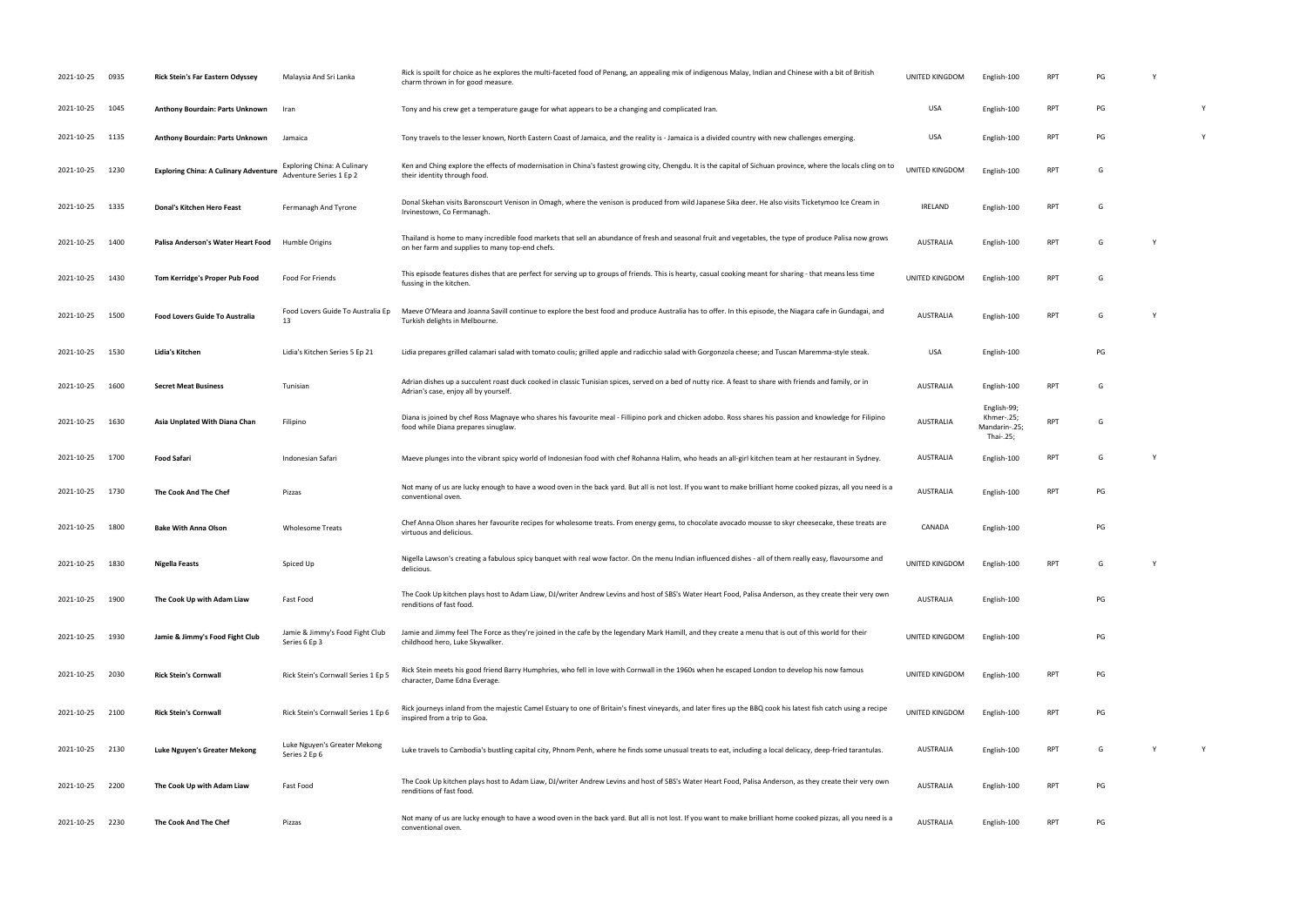| | | | | | | | | | | |
|---|---|---|---|---|---|---|---|---|---|---|
| 2021-10-25 | 0935 | **Rick Stein's Far Eastern Odyssey** | Malaysia And Sri Lanka | Rick is spoilt for choice as he explores the multi-faceted food of Penang, an appealing mix of indigenous Malay, Indian and Chinese with a bit of British charm thrown in for good measure. | UNITED KINGDOM | English-100 | RPT | PG | Y | |
| 2021-10-25 | 1045 | **Anthony Bourdain: Parts Unknown** | Iran | Tony and his crew get a temperature gauge for what appears to be a changing and complicated Iran. | USA | English-100 | RPT | PG | | Y |
| 2021-10-25 | 1135 | **Anthony Bourdain: Parts Unknown** | Jamaica | Tony travels to the lesser known, North Eastern Coast of Jamaica, and the reality is - Jamaica is a divided country with new challenges emerging. | USA | English-100 | RPT | PG | | Y |
| 2021-10-25 | 1230 | **Exploring China: A Culinary Adventure** | Exploring China: A Culinary Adventure Series 1 Ep 2 | Ken and Ching explore the effects of modernisation in China's fastest growing city, Chengdu. It is the capital of Sichuan province, where the locals cling on to their identity through food. | UNITED KINGDOM | English-100 | RPT | G | | |
| 2021-10-25 | 1335 | **Donal's Kitchen Hero Feast** | Fermanagh And Tyrone | Donal Skehan visits Baronscourt Venison in Omagh, where the venison is produced from wild Japanese Sika deer. He also visits Ticketymoo Ice Cream in Irvinestown, Co Fermanagh. | IRELAND | English-100 | RPT | G | | |
| 2021-10-25 | 1400 | **Palisa Anderson's Water Heart Food** | Humble Origins | Thailand is home to many incredible food markets that sell an abundance of fresh and seasonal fruit and vegetables, the type of produce Palisa now grows on her farm and supplies to many top-end chefs. | AUSTRALIA | English-100 | RPT | G | Y | |
| 2021-10-25 | 1430 | **Tom Kerridge's Proper Pub Food** | Food For Friends | This episode features dishes that are perfect for serving up to groups of friends. This is hearty, casual cooking meant for sharing - that means less time fussing in the kitchen. | UNITED KINGDOM | English-100 | RPT | G | | |
| 2021-10-25 | 1500 | **Food Lovers Guide To Australia** | Food Lovers Guide To Australia Ep 13 | Maeve O'Meara and Joanna Savill continue to explore the best food and produce Australia has to offer. In this episode, the Niagara cafe in Gundagai, and Turkish delights in Melbourne. | AUSTRALIA | English-100 | RPT | G | Y | |
| 2021-10-25 | 1530 | **Lidia's Kitchen** | Lidia's Kitchen Series 5 Ep 21 | Lidia prepares grilled calamari salad with tomato coulis; grilled apple and radicchio salad with Gorgonzola cheese; and Tuscan Maremma-style steak. | USA | English-100 | | PG | | |
| 2021-10-25 | 1600 | **Secret Meat Business** | Tunisian | Adrian dishes up a succulent roast duck cooked in classic Tunisian spices, served on a bed of nutty rice. A feast to share with friends and family, or in Adrian's case, enjoy all by yourself. | AUSTRALIA | English-100 | RPT | G | | |
| 2021-10-25 | 1630 | **Asia Unplated With Diana Chan** | Filipino | Diana is joined by chef Ross Magnaye who shares his favourite meal - Fillipino pork and chicken adobo. Ross shares his passion and knowledge for Filipino food while Diana prepares sinuglaw. | AUSTRALIA | English-99; Khmer-.25; Mandarin-.25; Thai-.25; | RPT | G | | |
| 2021-10-25 | 1700 | **Food Safari** | Indonesian Safari | Maeve plunges into the vibrant spicy world of Indonesian food with chef Rohanna Halim, who heads an all-girl kitchen team at her restaurant in Sydney. | AUSTRALIA | English-100 | RPT | G | Y | |
| 2021-10-25 | 1730 | **The Cook And The Chef** | Pizzas | Not many of us are lucky enough to have a wood oven in the back yard. But all is not lost. If you want to make brilliant home cooked pizzas, all you need is a conventional oven. | AUSTRALIA | English-100 | RPT | PG | | |
| 2021-10-25 | 1800 | **Bake With Anna Olson** | Wholesome Treats | Chef Anna Olson shares her favourite recipes for wholesome treats. From energy gems, to chocolate avocado mousse to skyr cheesecake, these treats are virtuous and delicious. | CANADA | English-100 | | PG | | |
| 2021-10-25 | 1830 | **Nigella Feasts** | Spiced Up | Nigella Lawson's creating a fabulous spicy banquet with real wow factor. On the menu Indian influenced dishes - all of them really easy, flavoursome and delicious. | UNITED KINGDOM | English-100 | RPT | G | Y | |
| 2021-10-25 | 1900 | **The Cook Up with Adam Liaw** | Fast Food | The Cook Up kitchen plays host to Adam Liaw, DJ/writer Andrew Levins and host of SBS's Water Heart Food, Palisa Anderson, as they create their very own renditions of fast food. | AUSTRALIA | English-100 | | PG | | |
| 2021-10-25 | 1930 | **Jamie & Jimmy's Food Fight Club** | Jamie & Jimmy's Food Fight Club Series 6 Ep 3 | Jamie and Jimmy feel The Force as they're joined in the cafe by the legendary Mark Hamill, and they create a menu that is out of this world for their childhood hero, Luke Skywalker. | UNITED KINGDOM | English-100 | | PG | | |
| 2021-10-25 | 2030 | **Rick Stein's Cornwall** | Rick Stein's Cornwall Series 1 Ep 5 | Rick Stein meets his good friend Barry Humphries, who fell in love with Cornwall in the 1960s when he escaped London to develop his now famous character, Dame Edna Everage. | UNITED KINGDOM | English-100 | RPT | PG | | |
| 2021-10-25 | 2100 | **Rick Stein's Cornwall** | Rick Stein's Cornwall Series 1 Ep 6 | Rick journeys inland from the majestic Camel Estuary to one of Britain's finest vineyards, and later fires up the BBQ cook his latest fish catch using a recipe inspired from a trip to Goa. | UNITED KINGDOM | English-100 | RPT | PG | | |
| 2021-10-25 | 2130 | **Luke Nguyen's Greater Mekong** | Luke Nguyen's Greater Mekong Series 2 Ep 6 | Luke travels to Cambodia's bustling capital city, Phnom Penh, where he finds some unusual treats to eat, including a local delicacy, deep-fried tarantulas. | AUSTRALIA | English-100 | RPT | G | Y | Y |
| 2021-10-25 | 2200 | **The Cook Up with Adam Liaw** | Fast Food | The Cook Up kitchen plays host to Adam Liaw, DJ/writer Andrew Levins and host of SBS's Water Heart Food, Palisa Anderson, as they create their very own renditions of fast food. | AUSTRALIA | English-100 | RPT | PG | | |
| 2021-10-25 | 2230 | **The Cook And The Chef** | Pizzas | Not many of us are lucky enough to have a wood oven in the back yard. But all is not lost. If you want to make brilliant home cooked pizzas, all you need is a conventional oven. | AUSTRALIA | English-100 | RPT | PG | | |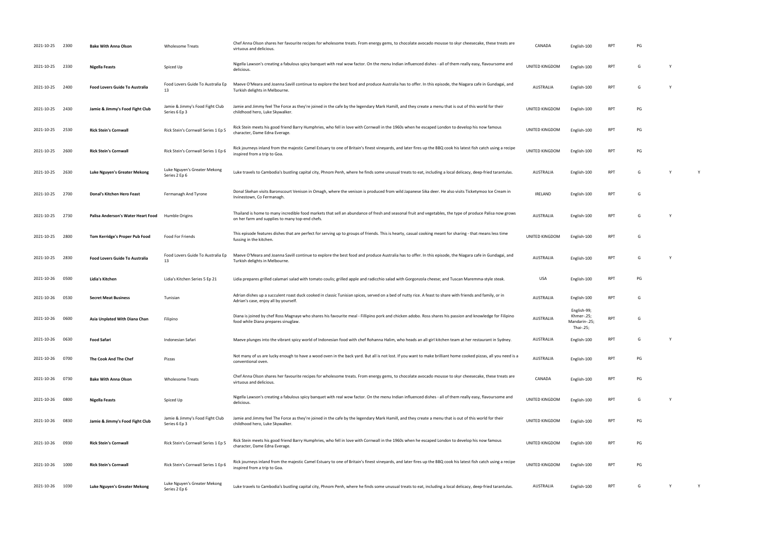| | | | | | | | | | | | |
|---|---|---|---|---|---|---|---|---|---|---|---|
| 2021-10-25 | 2300 | **Bake With Anna Olson** | Wholesome Treats | Chef Anna Olson shares her favourite recipes for wholesome treats. From energy gems, to chocolate avocado mousse to skyr cheesecake, these treats are virtuous and delicious. | CANADA | English-100 | RPT | PG | | |
| 2021-10-25 | 2330 | **Nigella Feasts** | Spiced Up | Nigella Lawson's creating a fabulous spicy banquet with real wow factor. On the menu Indian influenced dishes - all of them really easy, flavoursome and delicious. | UNITED KINGDOM | English-100 | RPT | G | Y | |
| 2021-10-25 | 2400 | **Food Lovers Guide To Australia** | Food Lovers Guide To Australia Ep 13 | Maeve O'Meara and Joanna Savill continue to explore the best food and produce Australia has to offer. In this episode, the Niagara cafe in Gundagai, and Turkish delights in Melbourne. | AUSTRALIA | English-100 | RPT | G | Y | |
| 2021-10-25 | 2430 | **Jamie & Jimmy's Food Fight Club** | Jamie & Jimmy's Food Fight Club Series 6 Ep 3 | Jamie and Jimmy feel The Force as they're joined in the cafe by the legendary Mark Hamill, and they create a menu that is out of this world for their childhood hero, Luke Skywalker. | UNITED KINGDOM | English-100 | RPT | PG | | |
| 2021-10-25 | 2530 | **Rick Stein's Cornwall** | Rick Stein's Cornwall Series 1 Ep 5 | Rick Stein meets his good friend Barry Humphries, who fell in love with Cornwall in the 1960s when he escaped London to develop his now famous character, Dame Edna Everage. | UNITED KINGDOM | English-100 | RPT | PG | | |
| 2021-10-25 | 2600 | **Rick Stein's Cornwall** | Rick Stein's Cornwall Series 1 Ep 6 | Rick journeys inland from the majestic Camel Estuary to one of Britain's finest vineyards, and later fires up the BBQ cook his latest fish catch using a recipe inspired from a trip to Goa. | UNITED KINGDOM | English-100 | RPT | PG | | |
| 2021-10-25 | 2630 | **Luke Nguyen's Greater Mekong** | Luke Nguyen's Greater Mekong Series 2 Ep 6 | Luke travels to Cambodia's bustling capital city, Phnom Penh, where he finds some unusual treats to eat, including a local delicacy, deep-fried tarantulas. | AUSTRALIA | English-100 | RPT | G | Y | Y |
| 2021-10-25 | 2700 | **Donal's Kitchen Hero Feast** | Fermanagh And Tyrone | Donal Skehan visits Baronscourt Venison in Omagh, where the venison is produced from wild Japanese Sika deer. He also visits Ticketymoo Ice Cream in Irvinestown, Co Fermanagh. | IRELAND | English-100 | RPT | G | | |
| 2021-10-25 | 2730 | **Palisa Anderson's Water Heart Food** | Humble Origins | Thailand is home to many incredible food markets that sell an abundance of fresh and seasonal fruit and vegetables, the type of produce Palisa now grows on her farm and supplies to many top-end chefs. | AUSTRALIA | English-100 | RPT | G | Y | |
| 2021-10-25 | 2800 | **Tom Kerridge's Proper Pub Food** | Food For Friends | This episode features dishes that are perfect for serving up to groups of friends. This is hearty, casual cooking meant for sharing - that means less time fussing in the kitchen. | UNITED KINGDOM | English-100 | RPT | G | | |
| 2021-10-25 | 2830 | **Food Lovers Guide To Australia** | Food Lovers Guide To Australia Ep 13 | Maeve O'Meara and Joanna Savill continue to explore the best food and produce Australia has to offer. In this episode, the Niagara cafe in Gundagai, and Turkish delights in Melbourne. | AUSTRALIA | English-100 | RPT | G | Y | |
| 2021-10-26 | 0500 | **Lidia's Kitchen** | Lidia's Kitchen Series 5 Ep 21 | Lidia prepares grilled calamari salad with tomato coulis; grilled apple and radicchio salad with Gorgonzola cheese; and Tuscan Maremma-style steak. | USA | English-100 | RPT | PG | | |
| 2021-10-26 | 0530 | **Secret Meat Business** | Tunisian | Adrian dishes up a succulent roast duck cooked in classic Tunisian spices, served on a bed of nutty rice. A feast to share with friends and family, or in Adrian's case, enjoy all by yourself. | AUSTRALIA | English-100 | RPT | G | | |
| 2021-10-26 | 0600 | **Asia Unplated With Diana Chan** | Filipino | Diana is joined by chef Ross Magnaye who shares his favourite meal - Fillipino pork and chicken adobo. Ross shares his passion and knowledge for Filipino food while Diana prepares sinuglaw. | AUSTRALIA | English-99; Khmer-.25; Mandarin-.25; Thai-.25; | RPT | G | | |
| 2021-10-26 | 0630 | **Food Safari** | Indonesian Safari | Maeve plunges into the vibrant spicy world of Indonesian food with chef Rohanna Halim, who heads an all-girl kitchen team at her restaurant in Sydney. | AUSTRALIA | English-100 | RPT | G | Y | |
| 2021-10-26 | 0700 | **The Cook And The Chef** | Pizzas | Not many of us are lucky enough to have a wood oven in the back yard. But all is not lost. If you want to make brilliant home cooked pizzas, all you need is a conventional oven. | AUSTRALIA | English-100 | RPT | PG | | |
| 2021-10-26 | 0730 | **Bake With Anna Olson** | Wholesome Treats | Chef Anna Olson shares her favourite recipes for wholesome treats. From energy gems, to chocolate avocado mousse to skyr cheesecake, these treats are virtuous and delicious. | CANADA | English-100 | RPT | PG | | |
| 2021-10-26 | 0800 | **Nigella Feasts** | Spiced Up | Nigella Lawson's creating a fabulous spicy banquet with real wow factor. On the menu Indian influenced dishes - all of them really easy, flavoursome and delicious. | UNITED KINGDOM | English-100 | RPT | G | Y | |
| 2021-10-26 | 0830 | **Jamie & Jimmy's Food Fight Club** | Jamie & Jimmy's Food Fight Club Series 6 Ep 3 | Jamie and Jimmy feel The Force as they're joined in the cafe by the legendary Mark Hamill, and they create a menu that is out of this world for their childhood hero, Luke Skywalker. | UNITED KINGDOM | English-100 | RPT | PG | | |
| 2021-10-26 | 0930 | **Rick Stein's Cornwall** | Rick Stein's Cornwall Series 1 Ep 5 | Rick Stein meets his good friend Barry Humphries, who fell in love with Cornwall in the 1960s when he escaped London to develop his now famous character, Dame Edna Everage. | UNITED KINGDOM | English-100 | RPT | PG | | |
| 2021-10-26 | 1000 | **Rick Stein's Cornwall** | Rick Stein's Cornwall Series 1 Ep 6 | Rick journeys inland from the majestic Camel Estuary to one of Britain's finest vineyards, and later fires up the BBQ cook his latest fish catch using a recipe inspired from a trip to Goa. | UNITED KINGDOM | English-100 | RPT | PG | | |
| 2021-10-26 | 1030 | **Luke Nguyen's Greater Mekong** | Luke Nguyen's Greater Mekong Series 2 Ep 6 | Luke travels to Cambodia's bustling capital city, Phnom Penh, where he finds some unusual treats to eat, including a local delicacy, deep-fried tarantulas. | AUSTRALIA | English-100 | RPT | G | Y | Y |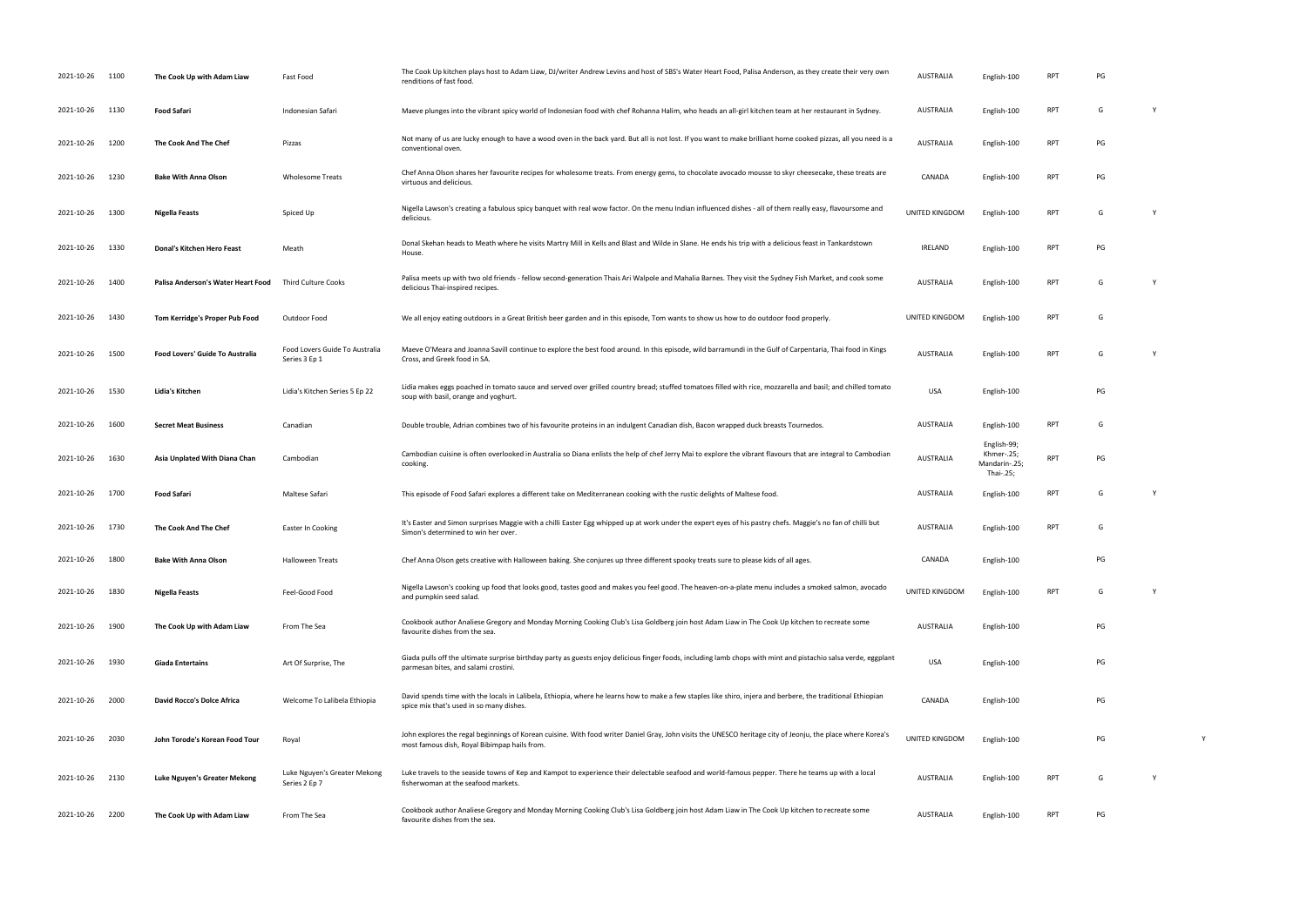| | | | | | | | | | | |
|---|---|---|---|---|---|---|---|---|---|---|
| 2021-10-26 | 1100 | **The Cook Up with Adam Liaw** | Fast Food | The Cook Up kitchen plays host to Adam Liaw, DJ/writer Andrew Levins and host of SBS's Water Heart Food, Palisa Anderson, as they create their very own renditions of fast food. | AUSTRALIA | English-100 | RPT | PG | | |
| 2021-10-26 | 1130 | **Food Safari** | Indonesian Safari | Maeve plunges into the vibrant spicy world of Indonesian food with chef Rohanna Halim, who heads an all-girl kitchen team at her restaurant in Sydney. | AUSTRALIA | English-100 | RPT | G | Y | |
| 2021-10-26 | 1200 | **The Cook And The Chef** | Pizzas | Not many of us are lucky enough to have a wood oven in the back yard. But all is not lost. If you want to make brilliant home cooked pizzas, all you need is a conventional oven. | AUSTRALIA | English-100 | RPT | PG | | |
| 2021-10-26 | 1230 | **Bake With Anna Olson** | Wholesome Treats | Chef Anna Olson shares her favourite recipes for wholesome treats. From energy gems, to chocolate avocado mousse to skyr cheesecake, these treats are virtuous and delicious. | CANADA | English-100 | RPT | PG | | |
| 2021-10-26 | 1300 | **Nigella Feasts** | Spiced Up | Nigella Lawson's creating a fabulous spicy banquet with real wow factor. On the menu Indian influenced dishes - all of them really easy, flavoursome and delicious. | UNITED KINGDOM | English-100 | RPT | G | Y | |
| 2021-10-26 | 1330 | **Donal's Kitchen Hero Feast** | Meath | Donal Skehan heads to Meath where he visits Martry Mill in Kells and Blast and Wilde in Slane. He ends his trip with a delicious feast in Tankardstown House. | IRELAND | English-100 | RPT | PG | | |
| 2021-10-26 | 1400 | **Palisa Anderson's Water Heart Food** | Third Culture Cooks | Palisa meets up with two old friends - fellow second-generation Thais Ari Walpole and Mahalia Barnes. They visit the Sydney Fish Market, and cook some delicious Thai-inspired recipes. | AUSTRALIA | English-100 | RPT | G | Y | |
| 2021-10-26 | 1430 | **Tom Kerridge's Proper Pub Food** | Outdoor Food | We all enjoy eating outdoors in a Great British beer garden and in this episode, Tom wants to show us how to do outdoor food properly. | UNITED KINGDOM | English-100 | RPT | G | | |
| 2021-10-26 | 1500 | **Food Lovers' Guide To Australia** | Food Lovers Guide To Australia Series 3 Ep 1 | Maeve O'Meara and Joanna Savill continue to explore the best food around. In this episode, wild barramundi in the Gulf of Carpentaria, Thai food in Kings Cross, and Greek food in SA. | AUSTRALIA | English-100 | RPT | G | Y | |
| 2021-10-26 | 1530 | **Lidia's Kitchen** | Lidia's Kitchen Series 5 Ep 22 | Lidia makes eggs poached in tomato sauce and served over grilled country bread; stuffed tomatoes filled with rice, mozzarella and basil; and chilled tomato soup with basil, orange and yoghurt. | USA | English-100 | | PG | | |
| 2021-10-26 | 1600 | **Secret Meat Business** | Canadian | Double trouble, Adrian combines two of his favourite proteins in an indulgent Canadian dish, Bacon wrapped duck breasts Tournedos. | AUSTRALIA | English-100 | RPT | G | | |
| 2021-10-26 | 1630 | **Asia Unplated With Diana Chan** | Cambodian | Cambodian cuisine is often overlooked in Australia so Diana enlists the help of chef Jerry Mai to explore the vibrant flavours that are integral to Cambodian cooking. | AUSTRALIA | English-99; Khmer-.25; Mandarin-.25; Thai-.25; | RPT | PG | | |
| 2021-10-26 | 1700 | **Food Safari** | Maltese Safari | This episode of Food Safari explores a different take on Mediterranean cooking with the rustic delights of Maltese food. | AUSTRALIA | English-100 | RPT | G | Y | |
| 2021-10-26 | 1730 | **The Cook And The Chef** | Easter In Cooking | It's Easter and Simon surprises Maggie with a chilli Easter Egg whipped up at work under the expert eyes of his pastry chefs. Maggie's no fan of chilli but Simon's determined to win her over. | AUSTRALIA | English-100 | RPT | G | | |
| 2021-10-26 | 1800 | **Bake With Anna Olson** | Halloween Treats | Chef Anna Olson gets creative with Halloween baking. She conjures up three different spooky treats sure to please kids of all ages. | CANADA | English-100 | | PG | | |
| 2021-10-26 | 1830 | **Nigella Feasts** | Feel-Good Food | Nigella Lawson's cooking up food that looks good, tastes good and makes you feel good. The heaven-on-a-plate menu includes a smoked salmon, avocado and pumpkin seed salad. | UNITED KINGDOM | English-100 | RPT | G | Y | |
| 2021-10-26 | 1900 | **The Cook Up with Adam Liaw** | From The Sea | Cookbook author Analiese Gregory and Monday Morning Cooking Club's Lisa Goldberg join host Adam Liaw in The Cook Up kitchen to recreate some favourite dishes from the sea. | AUSTRALIA | English-100 | | PG | | |
| 2021-10-26 | 1930 | **Giada Entertains** | Art Of Surprise, The | Giada pulls off the ultimate surprise birthday party as guests enjoy delicious finger foods, including lamb chops with mint and pistachio salsa verde, eggplant parmesan bites, and salami crostini. | USA | English-100 | | PG | | |
| 2021-10-26 | 2000 | **David Rocco's Dolce Africa** | Welcome To Lalibela Ethiopia | David spends time with the locals in Lalibela, Ethiopia, where he learns how to make a few staples like shiro, injera and berbere, the traditional Ethiopian spice mix that's used in so many dishes. | CANADA | English-100 | | PG | | |
| 2021-10-26 | 2030 | **John Torode's Korean Food Tour** | Royal | John explores the regal beginnings of Korean cuisine. With food writer Daniel Gray, John visits the UNESCO heritage city of Jeonju, the place where Korea's most famous dish, Royal Bibimpap hails from. | UNITED KINGDOM | English-100 | | PG | | Y |
| 2021-10-26 | 2130 | **Luke Nguyen's Greater Mekong** | Luke Nguyen's Greater Mekong Series 2 Ep 7 | Luke travels to the seaside towns of Kep and Kampot to experience their delectable seafood and world-famous pepper. There he teams up with a local fisherwoman at the seafood markets. | AUSTRALIA | English-100 | RPT | G | Y | |
| 2021-10-26 | 2200 | **The Cook Up with Adam Liaw** | From The Sea | Cookbook author Analiese Gregory and Monday Morning Cooking Club's Lisa Goldberg join host Adam Liaw in The Cook Up kitchen to recreate some favourite dishes from the sea. | AUSTRALIA | English-100 | RPT | PG | | |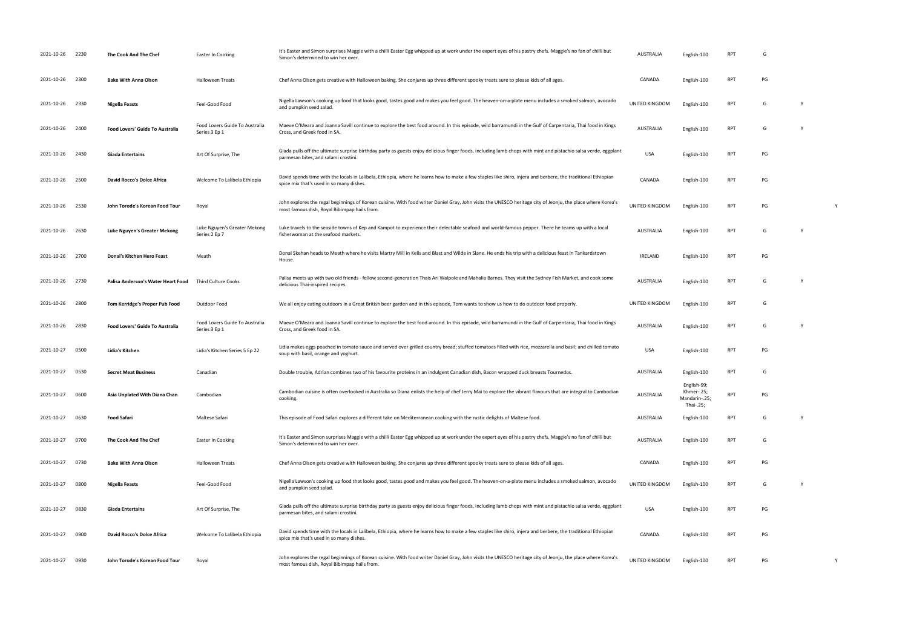| | | | | | | | | | | |
|---|---|---|---|---|---|---|---|---|---|---|
| 2021-10-26 | 2230 | **The Cook And The Chef** | Easter In Cooking | It's Easter and Simon surprises Maggie with a chilli Easter Egg whipped up at work under the expert eyes of his pastry chefs. Maggie's no fan of chilli but Simon's determined to win her over. | AUSTRALIA | English-100 | RPT | G | | |
| 2021-10-26 | 2300 | **Bake With Anna Olson** | Halloween Treats | Chef Anna Olson gets creative with Halloween baking. She conjures up three different spooky treats sure to please kids of all ages. | CANADA | English-100 | RPT | PG | | |
| 2021-10-26 | 2330 | **Nigella Feasts** | Feel-Good Food | Nigella Lawson's cooking up food that looks good, tastes good and makes you feel good. The heaven-on-a-plate menu includes a smoked salmon, avocado and pumpkin seed salad. | UNITED KINGDOM | English-100 | RPT | G | Y | |
| 2021-10-26 | 2400 | **Food Lovers' Guide To Australia** | Food Lovers Guide To Australia Series 3 Ep 1 | Maeve O'Meara and Joanna Savill continue to explore the best food around. In this episode, wild barramundi in the Gulf of Carpentaria, Thai food in Kings Cross, and Greek food in SA. | AUSTRALIA | English-100 | RPT | G | Y | |
| 2021-10-26 | 2430 | **Giada Entertains** | Art Of Surprise, The | Giada pulls off the ultimate surprise birthday party as guests enjoy delicious finger foods, including lamb chops with mint and pistachio salsa verde, eggplant parmesan bites, and salami crostini. | USA | English-100 | RPT | PG | | |
| 2021-10-26 | 2500 | **David Rocco's Dolce Africa** | Welcome To Lalibela Ethiopia | David spends time with the locals in Lalibela, Ethiopia, where he learns how to make a few staples like shiro, injera and berbere, the traditional Ethiopian spice mix that's used in so many dishes. | CANADA | English-100 | RPT | PG | | |
| 2021-10-26 | 2530 | **John Torode's Korean Food Tour** | Royal | John explores the regal beginnings of Korean cuisine. With food writer Daniel Gray, John visits the UNESCO heritage city of Jeonju, the place where Korea's most famous dish, Royal Bibimpap hails from. | UNITED KINGDOM | English-100 | RPT | PG | | Y |
| 2021-10-26 | 2630 | **Luke Nguyen's Greater Mekong** | Luke Nguyen's Greater Mekong Series 2 Ep 7 | Luke travels to the seaside towns of Kep and Kampot to experience their delectable seafood and world-famous pepper. There he teams up with a local fisherwoman at the seafood markets. | AUSTRALIA | English-100 | RPT | G | Y | |
| 2021-10-26 | 2700 | **Donal's Kitchen Hero Feast** | Meath | Donal Skehan heads to Meath where he visits Martry Mill in Kells and Blast and Wilde in Slane. He ends his trip with a delicious feast in Tankardstown House. | IRELAND | English-100 | RPT | PG | | |
| 2021-10-26 | 2730 | **Palisa Anderson's Water Heart Food** | Third Culture Cooks | Palisa meets up with two old friends - fellow second-generation Thais Ari Walpole and Mahalia Barnes. They visit the Sydney Fish Market, and cook some delicious Thai-inspired recipes. | AUSTRALIA | English-100 | RPT | G | Y | |
| 2021-10-26 | 2800 | **Tom Kerridge's Proper Pub Food** | Outdoor Food | We all enjoy eating outdoors in a Great British beer garden and in this episode, Tom wants to show us how to do outdoor food properly. | UNITED KINGDOM | English-100 | RPT | G | | |
| 2021-10-26 | 2830 | **Food Lovers' Guide To Australia** | Food Lovers Guide To Australia Series 3 Ep 1 | Maeve O'Meara and Joanna Savill continue to explore the best food around. In this episode, wild barramundi in the Gulf of Carpentaria, Thai food in Kings Cross, and Greek food in SA. | AUSTRALIA | English-100 | RPT | G | Y | |
| 2021-10-27 | 0500 | **Lidia's Kitchen** | Lidia's Kitchen Series 5 Ep 22 | Lidia makes eggs poached in tomato sauce and served over grilled country bread; stuffed tomatoes filled with rice, mozzarella and basil; and chilled tomato soup with basil, orange and yoghurt. | USA | English-100 | RPT | PG | | |
| 2021-10-27 | 0530 | **Secret Meat Business** | Canadian | Double trouble, Adrian combines two of his favourite proteins in an indulgent Canadian dish, Bacon wrapped duck breasts Tournedos. | AUSTRALIA | English-100 | RPT | G | | |
| 2021-10-27 | 0600 | **Asia Unplated With Diana Chan** | Cambodian | Cambodian cuisine is often overlooked in Australia so Diana enlists the help of chef Jerry Mai to explore the vibrant flavours that are integral to Cambodian cooking. | AUSTRALIA | English-99; Khmer-.25; Mandarin-.25; Thai-.25; | RPT | PG | | |
| 2021-10-27 | 0630 | **Food Safari** | Maltese Safari | This episode of Food Safari explores a different take on Mediterranean cooking with the rustic delights of Maltese food. | AUSTRALIA | English-100 | RPT | G | Y | |
| 2021-10-27 | 0700 | **The Cook And The Chef** | Easter In Cooking | It's Easter and Simon surprises Maggie with a chilli Easter Egg whipped up at work under the expert eyes of his pastry chefs. Maggie's no fan of chilli but Simon's determined to win her over. | AUSTRALIA | English-100 | RPT | G | | |
| 2021-10-27 | 0730 | **Bake With Anna Olson** | Halloween Treats | Chef Anna Olson gets creative with Halloween baking. She conjures up three different spooky treats sure to please kids of all ages. | CANADA | English-100 | RPT | PG | | |
| 2021-10-27 | 0800 | **Nigella Feasts** | Feel-Good Food | Nigella Lawson's cooking up food that looks good, tastes good and makes you feel good. The heaven-on-a-plate menu includes a smoked salmon, avocado and pumpkin seed salad. | UNITED KINGDOM | English-100 | RPT | G | Y | |
| 2021-10-27 | 0830 | **Giada Entertains** | Art Of Surprise, The | Giada pulls off the ultimate surprise birthday party as guests enjoy delicious finger foods, including lamb chops with mint and pistachio salsa verde, eggplant parmesan bites, and salami crostini. | USA | English-100 | RPT | PG | | |
| 2021-10-27 | 0900 | **David Rocco's Dolce Africa** | Welcome To Lalibela Ethiopia | David spends time with the locals in Lalibela, Ethiopia, where he learns how to make a few staples like shiro, injera and berbere, the traditional Ethiopian spice mix that's used in so many dishes. | CANADA | English-100 | RPT | PG | | |
| 2021-10-27 | 0930 | **John Torode's Korean Food Tour** | Royal | John explores the regal beginnings of Korean cuisine. With food writer Daniel Gray, John visits the UNESCO heritage city of Jeonju, the place where Korea's most famous dish, Royal Bibimpap hails from. | UNITED KINGDOM | English-100 | RPT | PG | | Y |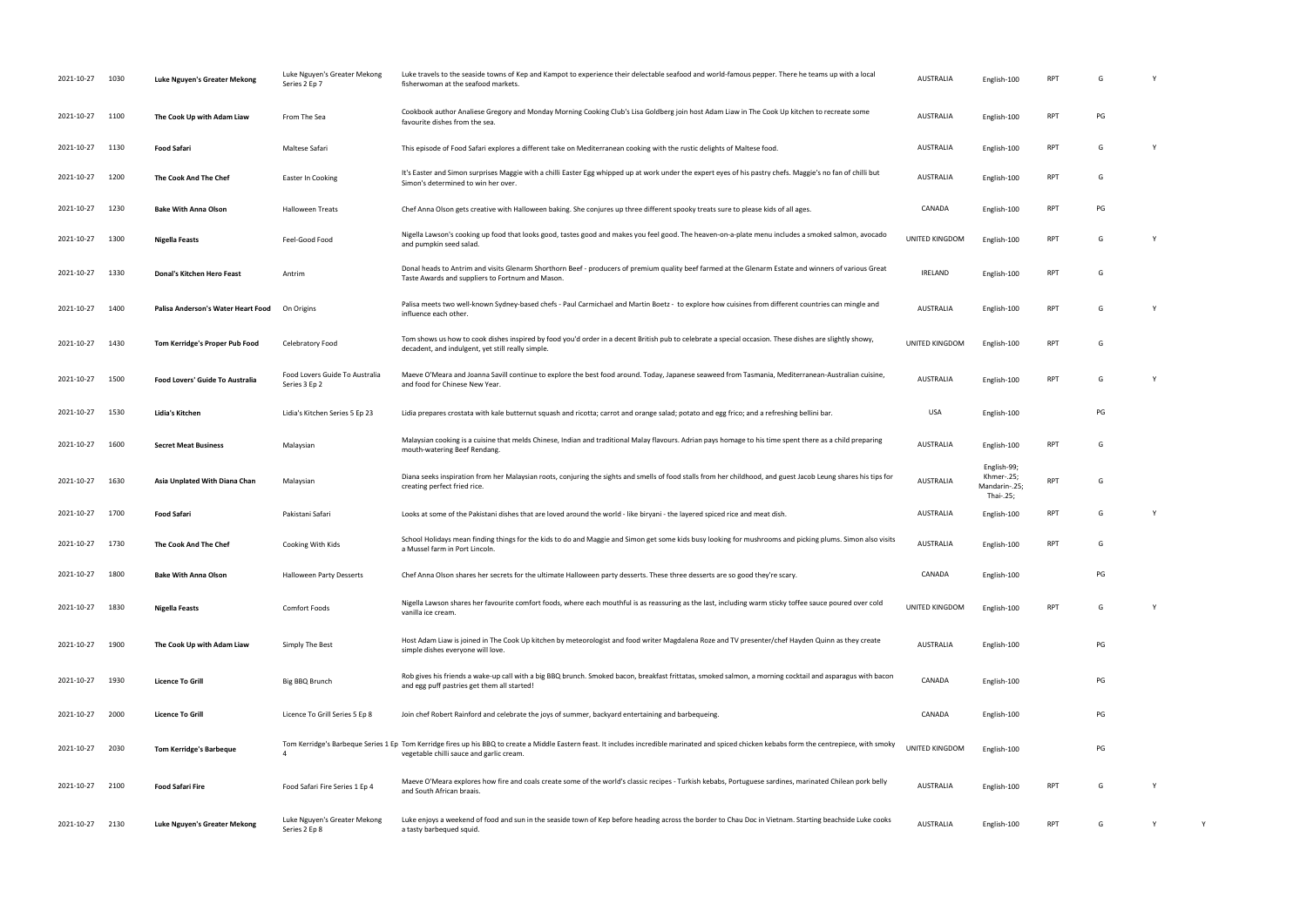| | | | | | | | | | | |
|---|---|---|---|---|---|---|---|---|---|---|
| 2021-10-27 | 1030 | **Luke Nguyen's Greater Mekong** | Luke Nguyen's Greater Mekong Series 2 Ep 7 | Luke travels to the seaside towns of Kep and Kampot to experience their delectable seafood and world-famous pepper. There he teams up with a local fisherwoman at the seafood markets. | AUSTRALIA | English-100 | RPT | G | Y | |
| 2021-10-27 | 1100 | **The Cook Up with Adam Liaw** | From The Sea | Cookbook author Analiese Gregory and Monday Morning Cooking Club's Lisa Goldberg join host Adam Liaw in The Cook Up kitchen to recreate some favourite dishes from the sea. | AUSTRALIA | English-100 | RPT | PG | | |
| 2021-10-27 | 1130 | **Food Safari** | Maltese Safari | This episode of Food Safari explores a different take on Mediterranean cooking with the rustic delights of Maltese food. | AUSTRALIA | English-100 | RPT | G | Y | |
| 2021-10-27 | 1200 | **The Cook And The Chef** | Easter In Cooking | It's Easter and Simon surprises Maggie with a chilli Easter Egg whipped up at work under the expert eyes of his pastry chefs. Maggie's no fan of chilli but Simon's determined to win her over. | AUSTRALIA | English-100 | RPT | G | | |
| 2021-10-27 | 1230 | **Bake With Anna Olson** | Halloween Treats | Chef Anna Olson gets creative with Halloween baking. She conjures up three different spooky treats sure to please kids of all ages. | CANADA | English-100 | RPT | PG | | |
| 2021-10-27 | 1300 | **Nigella Feasts** | Feel-Good Food | Nigella Lawson's cooking up food that looks good, tastes good and makes you feel good. The heaven-on-a-plate menu includes a smoked salmon, avocado and pumpkin seed salad. | UNITED KINGDOM | English-100 | RPT | G | Y | |
| 2021-10-27 | 1330 | **Donal's Kitchen Hero Feast** | Antrim | Donal heads to Antrim and visits Glenarm Shorthorn Beef - producers of premium quality beef farmed at the Glenarm Estate and winners of various Great Taste Awards and suppliers to Fortnum and Mason. | IRELAND | English-100 | RPT | G | | |
| 2021-10-27 | 1400 | **Palisa Anderson's Water Heart Food** | On Origins | Palisa meets two well-known Sydney-based chefs - Paul Carmichael and Martin Boetz - to explore how cuisines from different countries can mingle and influence each other. | AUSTRALIA | English-100 | RPT | G | Y | |
| 2021-10-27 | 1430 | **Tom Kerridge's Proper Pub Food** | Celebratory Food | Tom shows us how to cook dishes inspired by food you'd order in a decent British pub to celebrate a special occasion. These dishes are slightly showy, decadent, and indulgent, yet still really simple. | UNITED KINGDOM | English-100 | RPT | G | | |
| 2021-10-27 | 1500 | **Food Lovers' Guide To Australia** | Food Lovers Guide To Australia Series 3 Ep 2 | Maeve O'Meara and Joanna Savill continue to explore the best food around. Today, Japanese seaweed from Tasmania, Mediterranean-Australian cuisine, and food for Chinese New Year. | AUSTRALIA | English-100 | RPT | G | Y | |
| 2021-10-27 | 1530 | **Lidia's Kitchen** | Lidia's Kitchen Series 5 Ep 23 | Lidia prepares crostata with kale butternut squash and ricotta; carrot and orange salad; potato and egg frico; and a refreshing bellini bar. | USA | English-100 | | PG | | |
| 2021-10-27 | 1600 | **Secret Meat Business** | Malaysian | Malaysian cooking is a cuisine that melds Chinese, Indian and traditional Malay flavours. Adrian pays homage to his time spent there as a child preparing mouth-watering Beef Rendang. | AUSTRALIA | English-100 | RPT | G | | |
| 2021-10-27 | 1630 | **Asia Unplated With Diana Chan** | Malaysian | Diana seeks inspiration from her Malaysian roots, conjuring the sights and smells of food stalls from her childhood, and guest Jacob Leung shares his tips for creating perfect fried rice. | AUSTRALIA | English-99; Khmer-.25; Mandarin-.25; Thai-.25; | RPT | G | | |
| 2021-10-27 | 1700 | **Food Safari** | Pakistani Safari | Looks at some of the Pakistani dishes that are loved around the world - like biryani - the layered spiced rice and meat dish. | AUSTRALIA | English-100 | RPT | G | Y | |
| 2021-10-27 | 1730 | **The Cook And The Chef** | Cooking With Kids | School Holidays mean finding things for the kids to do and Maggie and Simon get some kids busy looking for mushrooms and picking plums. Simon also visits a Mussel farm in Port Lincoln. | AUSTRALIA | English-100 | RPT | G | | |
| 2021-10-27 | 1800 | **Bake With Anna Olson** | Halloween Party Desserts | Chef Anna Olson shares her secrets for the ultimate Halloween party desserts. These three desserts are so good they're scary. | CANADA | English-100 | | PG | | |
| 2021-10-27 | 1830 | **Nigella Feasts** | Comfort Foods | Nigella Lawson shares her favourite comfort foods, where each mouthful is as reassuring as the last, including warm sticky toffee sauce poured over cold vanilla ice cream. | UNITED KINGDOM | English-100 | RPT | G | Y | |
| 2021-10-27 | 1900 | **The Cook Up with Adam Liaw** | Simply The Best | Host Adam Liaw is joined in The Cook Up kitchen by meteorologist and food writer Magdalena Roze and TV presenter/chef Hayden Quinn as they create simple dishes everyone will love. | AUSTRALIA | English-100 | | PG | | |
| 2021-10-27 | 1930 | **Licence To Grill** | Big BBQ Brunch | Rob gives his friends a wake-up call with a big BBQ brunch. Smoked bacon, breakfast frittatas, smoked salmon, a morning cocktail and asparagus with bacon and egg puff pastries get them all started! | CANADA | English-100 | | PG | | |
| 2021-10-27 | 2000 | **Licence To Grill** | Licence To Grill Series 5 Ep 8 | Join chef Robert Rainford and celebrate the joys of summer, backyard entertaining and barbequeing. | CANADA | English-100 | | PG | | |
| 2021-10-27 | 2030 | **Tom Kerridge's Barbeque** | Tom Kerridge's Barbeque Series 1 Ep 4 | Tom Kerridge fires up his BBQ to create a Middle Eastern feast. It includes incredible marinated and spiced chicken kebabs form the centrepiece, with smoky vegetable chilli sauce and garlic cream. | UNITED KINGDOM | English-100 | | PG | | |
| 2021-10-27 | 2100 | **Food Safari Fire** | Food Safari Fire Series 1 Ep 4 | Maeve O'Meara explores how fire and coals create some of the world's classic recipes - Turkish kebabs, Portuguese sardines, marinated Chilean pork belly and South African braais. | AUSTRALIA | English-100 | RPT | G | Y | |
| 2021-10-27 | 2130 | **Luke Nguyen's Greater Mekong** | Luke Nguyen's Greater Mekong Series 2 Ep 8 | Luke enjoys a weekend of food and sun in the seaside town of Kep before heading across the border to Chau Doc in Vietnam. Starting beachside Luke cooks a tasty barbequed squid. | AUSTRALIA | English-100 | RPT | G | Y | Y |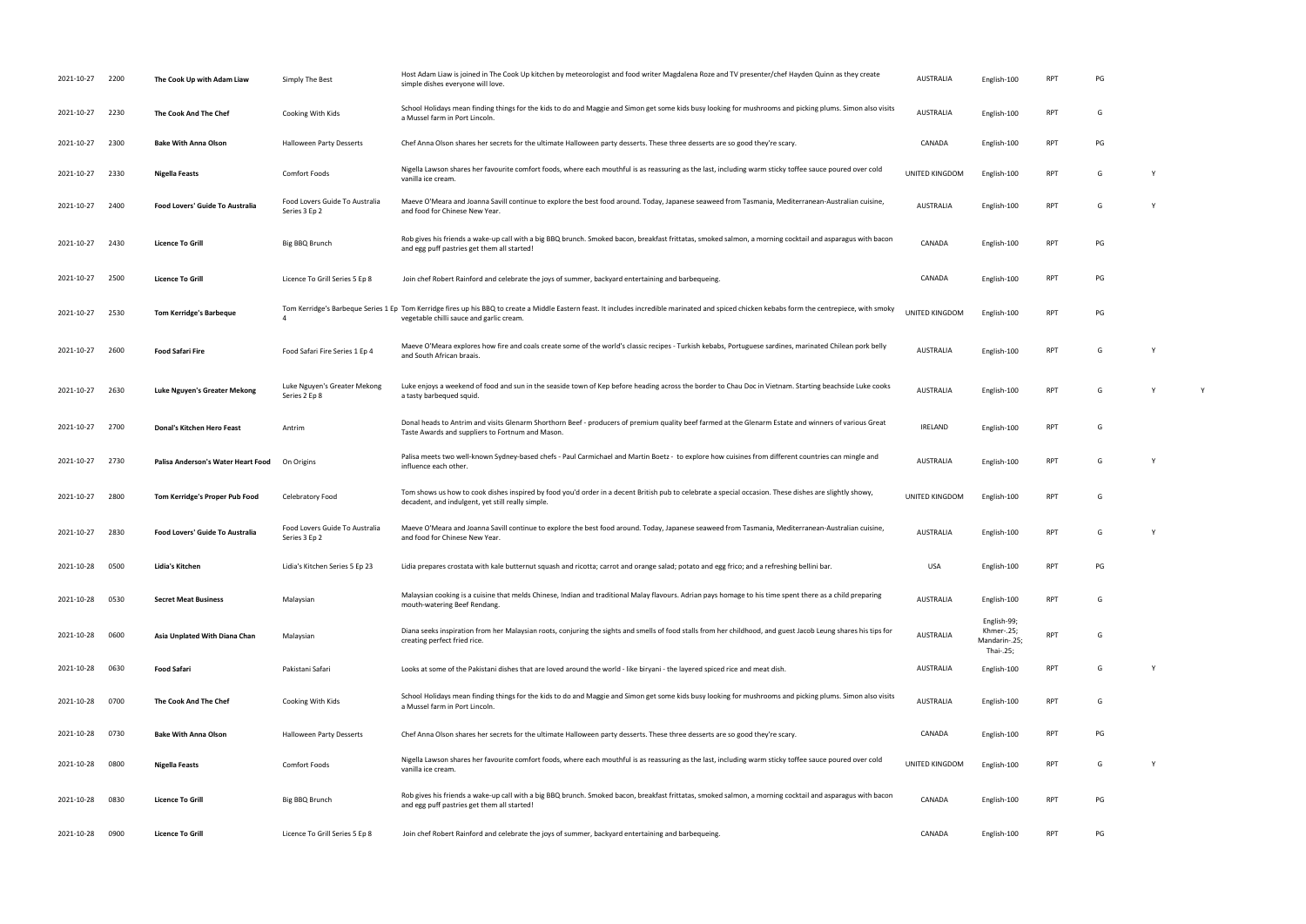| | | | | | | | | | | |
|---|---|---|---|---|---|---|---|---|---|---|
| 2021-10-27 | 2200 | **The Cook Up with Adam Liaw** | Simply The Best | Host Adam Liaw is joined in The Cook Up kitchen by meteorologist and food writer Magdalena Roze and TV presenter/chef Hayden Quinn as they create simple dishes everyone will love. | AUSTRALIA | English-100 | RPT | PG | | |
| 2021-10-27 | 2230 | **The Cook And The Chef** | Cooking With Kids | School Holidays mean finding things for the kids to do and Maggie and Simon get some kids busy looking for mushrooms and picking plums. Simon also visits a Mussel farm in Port Lincoln. | AUSTRALIA | English-100 | RPT | G | | |
| 2021-10-27 | 2300 | **Bake With Anna Olson** | Halloween Party Desserts | Chef Anna Olson shares her secrets for the ultimate Halloween party desserts. These three desserts are so good they're scary. | CANADA | English-100 | RPT | PG | | |
| 2021-10-27 | 2330 | **Nigella Feasts** | Comfort Foods | Nigella Lawson shares her favourite comfort foods, where each mouthful is as reassuring as the last, including warm sticky toffee sauce poured over cold vanilla ice cream. | UNITED KINGDOM | English-100 | RPT | G | Y | |
| 2021-10-27 | 2400 | **Food Lovers' Guide To Australia** | Food Lovers Guide To Australia Series 3 Ep 2 | Maeve O'Meara and Joanna Savill continue to explore the best food around. Today, Japanese seaweed from Tasmania, Mediterranean-Australian cuisine, and food for Chinese New Year. | AUSTRALIA | English-100 | RPT | G | Y | |
| 2021-10-27 | 2430 | **Licence To Grill** | Big BBQ Brunch | Rob gives his friends a wake-up call with a big BBQ brunch. Smoked bacon, breakfast frittatas, smoked salmon, a morning cocktail and asparagus with bacon and egg puff pastries get them all started! | CANADA | English-100 | RPT | PG | | |
| 2021-10-27 | 2500 | **Licence To Grill** | Licence To Grill Series 5 Ep 8 | Join chef Robert Rainford and celebrate the joys of summer, backyard entertaining and barbequeing. | CANADA | English-100 | RPT | PG | | |
| 2021-10-27 | 2530 | **Tom Kerridge's Barbeque** | Tom Kerridge's Barbeque Series 1 Ep 4 | Tom Kerridge fires up his BBQ to create a Middle Eastern feast. It includes incredible marinated and spiced chicken kebabs form the centrepiece, with smoky vegetable chilli sauce and garlic cream. | UNITED KINGDOM | English-100 | RPT | PG | | |
| 2021-10-27 | 2600 | **Food Safari Fire** | Food Safari Fire Series 1 Ep 4 | Maeve O'Meara explores how fire and coals create some of the world's classic recipes - Turkish kebabs, Portuguese sardines, marinated Chilean pork belly and South African braais. | AUSTRALIA | English-100 | RPT | G | Y | |
| 2021-10-27 | 2630 | **Luke Nguyen's Greater Mekong** | Luke Nguyen's Greater Mekong Series 2 Ep 8 | Luke enjoys a weekend of food and sun in the seaside town of Kep before heading across the border to Chau Doc in Vietnam. Starting beachside Luke cooks a tasty barbequed squid. | AUSTRALIA | English-100 | RPT | G | Y | Y |
| 2021-10-27 | 2700 | **Donal's Kitchen Hero Feast** | Antrim | Donal heads to Antrim and visits Glenarm Shorthorn Beef - producers of premium quality beef farmed at the Glenarm Estate and winners of various Great Taste Awards and suppliers to Fortnum and Mason. | IRELAND | English-100 | RPT | G | | |
| 2021-10-27 | 2730 | **Palisa Anderson's Water Heart Food** | On Origins | Palisa meets two well-known Sydney-based chefs - Paul Carmichael and Martin Boetz - to explore how cuisines from different countries can mingle and influence each other. | AUSTRALIA | English-100 | RPT | G | Y | |
| 2021-10-27 | 2800 | **Tom Kerridge's Proper Pub Food** | Celebratory Food | Tom shows us how to cook dishes inspired by food you'd order in a decent British pub to celebrate a special occasion. These dishes are slightly showy, decadent, and indulgent, yet still really simple. | UNITED KINGDOM | English-100 | RPT | G | | |
| 2021-10-27 | 2830 | **Food Lovers' Guide To Australia** | Food Lovers Guide To Australia Series 3 Ep 2 | Maeve O'Meara and Joanna Savill continue to explore the best food around. Today, Japanese seaweed from Tasmania, Mediterranean-Australian cuisine, and food for Chinese New Year. | AUSTRALIA | English-100 | RPT | G | Y | |
| 2021-10-28 | 0500 | **Lidia's Kitchen** | Lidia's Kitchen Series 5 Ep 23 | Lidia prepares crostata with kale butternut squash and ricotta; carrot and orange salad; potato and egg frico; and a refreshing bellini bar. | USA | English-100 | RPT | PG | | |
| 2021-10-28 | 0530 | **Secret Meat Business** | Malaysian | Malaysian cooking is a cuisine that melds Chinese, Indian and traditional Malay flavours. Adrian pays homage to his time spent there as a child preparing mouth-watering Beef Rendang. | AUSTRALIA | English-100 | RPT | G | | |
| 2021-10-28 | 0600 | **Asia Unplated With Diana Chan** | Malaysian | Diana seeks inspiration from her Malaysian roots, conjuring the sights and smells of food stalls from her childhood, and guest Jacob Leung shares his tips for creating perfect fried rice. | AUSTRALIA | English-99; Khmer-.25; Mandarin-.25; Thai-.25; | RPT | G | | |
| 2021-10-28 | 0630 | **Food Safari** | Pakistani Safari | Looks at some of the Pakistani dishes that are loved around the world - like biryani - the layered spiced rice and meat dish. | AUSTRALIA | English-100 | RPT | G | Y | |
| 2021-10-28 | 0700 | **The Cook And The Chef** | Cooking With Kids | School Holidays mean finding things for the kids to do and Maggie and Simon get some kids busy looking for mushrooms and picking plums. Simon also visits a Mussel farm in Port Lincoln. | AUSTRALIA | English-100 | RPT | G | | |
| 2021-10-28 | 0730 | **Bake With Anna Olson** | Halloween Party Desserts | Chef Anna Olson shares her secrets for the ultimate Halloween party desserts. These three desserts are so good they're scary. | CANADA | English-100 | RPT | PG | | |
| 2021-10-28 | 0800 | **Nigella Feasts** | Comfort Foods | Nigella Lawson shares her favourite comfort foods, where each mouthful is as reassuring as the last, including warm sticky toffee sauce poured over cold vanilla ice cream. | UNITED KINGDOM | English-100 | RPT | G | Y | |
| 2021-10-28 | 0830 | **Licence To Grill** | Big BBQ Brunch | Rob gives his friends a wake-up call with a big BBQ brunch. Smoked bacon, breakfast frittatas, smoked salmon, a morning cocktail and asparagus with bacon and egg puff pastries get them all started! | CANADA | English-100 | RPT | PG | | |
| 2021-10-28 | 0900 | **Licence To Grill** | Licence To Grill Series 5 Ep 8 | Join chef Robert Rainford and celebrate the joys of summer, backyard entertaining and barbequeing. | CANADA | English-100 | RPT | PG | | |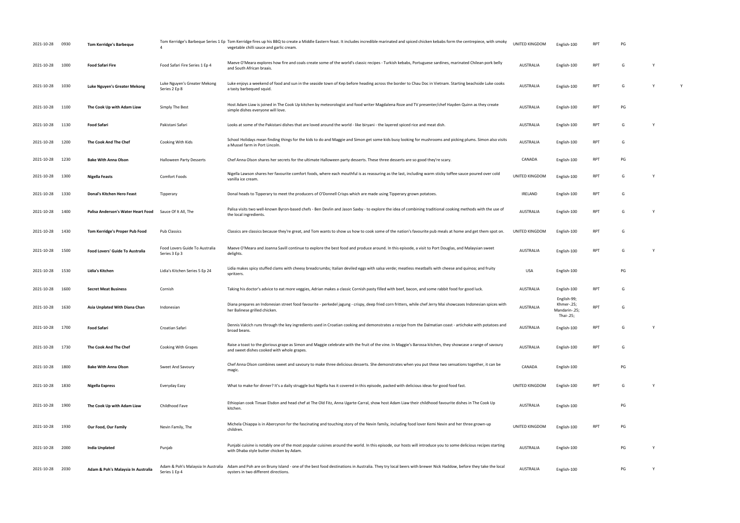| | | | | | | | | | | |
|---|---|---|---|---|---|---|---|---|---|---|
| 2021-10-28 | 0930 | **Tom Kerridge's Barbeque** | Tom Kerridge's Barbeque Series 1 Ep 4 | Tom Kerridge fires up his BBQ to create a Middle Eastern feast. It includes incredible marinated and spiced chicken kebabs form the centrepiece, with smoky vegetable chilli sauce and garlic cream. | UNITED KINGDOM | English-100 | RPT | PG | | |
| 2021-10-28 | 1000 | **Food Safari Fire** | Food Safari Fire Series 1 Ep 4 | Maeve O'Meara explores how fire and coals create some of the world's classic recipes - Turkish kebabs, Portuguese sardines, marinated Chilean pork belly and South African braais. | AUSTRALIA | English-100 | RPT | G | Y | |
| 2021-10-28 | 1030 | **Luke Nguyen's Greater Mekong** | Luke Nguyen's Greater Mekong Series 2 Ep 8 | Luke enjoys a weekend of food and sun in the seaside town of Kep before heading across the border to Chau Doc in Vietnam. Starting beachside Luke cooks a tasty barbequed squid. | AUSTRALIA | English-100 | RPT | G | Y | Y |
| 2021-10-28 | 1100 | **The Cook Up with Adam Liaw** | Simply The Best | Host Adam Liaw is joined in The Cook Up kitchen by meteorologist and food writer Magdalena Roze and TV presenter/chef Hayden Quinn as they create simple dishes everyone will love. | AUSTRALIA | English-100 | RPT | PG | | |
| 2021-10-28 | 1130 | **Food Safari** | Pakistani Safari | Looks at some of the Pakistani dishes that are loved around the world - like biryani - the layered spiced rice and meat dish. | AUSTRALIA | English-100 | RPT | G | Y | |
| 2021-10-28 | 1200 | **The Cook And The Chef** | Cooking With Kids | School Holidays mean finding things for the kids to do and Maggie and Simon get some kids busy looking for mushrooms and picking plums. Simon also visits a Mussel farm in Port Lincoln. | AUSTRALIA | English-100 | RPT | G | | |
| 2021-10-28 | 1230 | **Bake With Anna Olson** | Halloween Party Desserts | Chef Anna Olson shares her secrets for the ultimate Halloween party desserts. These three desserts are so good they're scary. | CANADA | English-100 | RPT | PG | | |
| 2021-10-28 | 1300 | **Nigella Feasts** | Comfort Foods | Nigella Lawson shares her favourite comfort foods, where each mouthful is as reassuring as the last, including warm sticky toffee sauce poured over cold vanilla ice cream. | UNITED KINGDOM | English-100 | RPT | G | Y | |
| 2021-10-28 | 1330 | **Donal's Kitchen Hero Feast** | Tipperary | Donal heads to Tipperary to meet the producers of O'Donnell Crisps which are made using Tipperary grown potatoes. | IRELAND | English-100 | RPT | G | | |
| 2021-10-28 | 1400 | **Palisa Anderson's Water Heart Food** | Sauce Of It All, The | Palisa visits two well-known Byron-based chefs - Ben Devlin and Jason Saxby - to explore the idea of combining traditional cooking methods with the use of the local ingredients. | AUSTRALIA | English-100 | RPT | G | Y | |
| 2021-10-28 | 1430 | **Tom Kerridge's Proper Pub Food** | Pub Classics | Classics are classics because they're great, and Tom wants to show us how to cook some of the nation's favourite pub meals at home and get them spot on. | UNITED KINGDOM | English-100 | RPT | G | | |
| 2021-10-28 | 1500 | **Food Lovers' Guide To Australia** | Food Lovers Guide To Australia Series 3 Ep 3 | Maeve O'Meara and Joanna Savill continue to explore the best food and produce around. In this episode, a visit to Port Douglas, and Malaysian sweet delights. | AUSTRALIA | English-100 | RPT | G | Y | |
| 2021-10-28 | 1530 | **Lidia's Kitchen** | Lidia's Kitchen Series 5 Ep 24 | Lidia makes spicy stuffed clams with cheesy breadcrumbs; Italian deviled eggs with salsa verde; meatless meatballs with cheese and quinoa; and fruity spritzers. | USA | English-100 | | PG | | |
| 2021-10-28 | 1600 | **Secret Meat Business** | Cornish | Taking his doctor's advice to eat more veggies, Adrian makes a classic Cornish pasty filled with beef, bacon, and some rabbit food for good luck. | AUSTRALIA | English-100 | RPT | G | | |
| 2021-10-28 | 1630 | **Asia Unplated With Diana Chan** | Indonesian | Diana prepares an Indonesian street food favourite - perkedel jagung - crispy, deep fried corn fritters, while chef Jerry Mai showcases Indonesian spices with her Balinese grilled chicken. | AUSTRALIA | English-99; Khmer-.25; Mandarin-.25; Thai-.25; | RPT | G | | |
| 2021-10-28 | 1700 | **Food Safari** | Croatian Safari | Dennis Valcich runs through the key ingredients used in Croatian cooking and demonstrates a recipe from the Dalmatian coast - artichoke with potatoes and broad beans. | AUSTRALIA | English-100 | RPT | G | Y | |
| 2021-10-28 | 1730 | **The Cook And The Chef** | Cooking With Grapes | Raise a toast to the glorious grape as Simon and Maggie celebrate with the fruit of the vine. In Maggie's Barossa kitchen, they showcase a range of savoury and sweet dishes cooked with whole grapes. | AUSTRALIA | English-100 | RPT | G | | |
| 2021-10-28 | 1800 | **Bake With Anna Olson** | Sweet And Savoury | Chef Anna Olson combines sweet and savoury to make three delicious desserts. She demonstrates when you put these two sensations together, it can be magic. | CANADA | English-100 | | PG | | |
| 2021-10-28 | 1830 | **Nigella Express** | Everyday Easy | What to make for dinner? It's a daily struggle but Nigella has it covered in this episode, packed with delicious ideas for good food fast. | UNITED KINGDOM | English-100 | RPT | G | Y | |
| 2021-10-28 | 1900 | **The Cook Up with Adam Liaw** | Childhood Fave | Ethiopian cook Tinsae Elsdon and head chef at The Old Fitz, Anna Ugarte-Carral, show host Adam Liaw their childhood favourite dishes in The Cook Up kitchen. | AUSTRALIA | English-100 | | PG | | |
| 2021-10-28 | 1930 | **Our Food, Our Family** | Nevin Family, The | Michela Chiappa is in Abercynon for the fascinating and touching story of the Nevin family, including food lover Kemi Nevin and her three grown-up children. | UNITED KINGDOM | English-100 | RPT | PG | | |
| 2021-10-28 | 2000 | **India Unplated** | Punjab | Punjabi cuisine is notably one of the most popular cuisines around the world. In this episode, our hosts will introduce you to some delicious recipes starting with Dhaba style butter chicken by Adam. | AUSTRALIA | English-100 | | PG | Y | |
| 2021-10-28 | 2030 | **Adam & Poh's Malaysia In Australia** | Adam & Poh's Malaysia In Australia Series 1 Ep 4 | Adam and Poh are on Bruny Island - one of the best food destinations in Australia. They try local beers with brewer Nick Haddow, before they take the local oysters in two different directions. | AUSTRALIA | English-100 | | PG | Y | |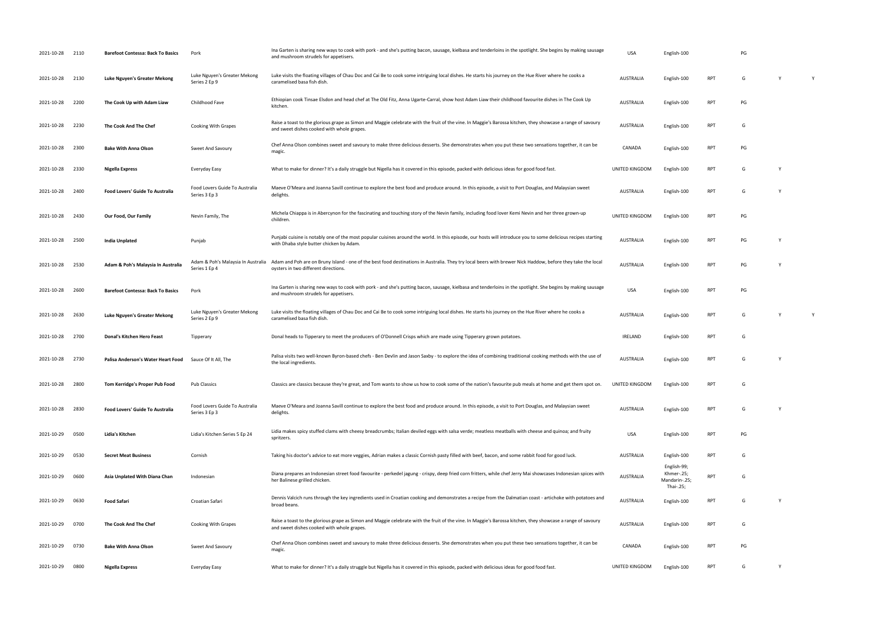| | | | | | | | | | | |
|---|---|---|---|---|---|---|---|---|---|---|
| 2021-10-28 | 2110 | **Barefoot Contessa: Back To Basics** | Pork | Ina Garten is sharing new ways to cook with pork - and she's putting bacon, sausage, kielbasa and tenderloins in the spotlight. She begins by making sausage and mushroom strudels for appetisers. | USA | English-100 | | PG | | |
| 2021-10-28 | 2130 | **Luke Nguyen's Greater Mekong** | Luke Nguyen's Greater Mekong Series 2 Ep 9 | Luke visits the floating villages of Chau Doc and Cai Be to cook some intriguing local dishes. He starts his journey on the Hue River where he cooks a caramelised basa fish dish. | AUSTRALIA | English-100 | RPT | G | Y | Y |
| 2021-10-28 | 2200 | **The Cook Up with Adam Liaw** | Childhood Fave | Ethiopian cook Tinsae Elsdon and head chef at The Old Fitz, Anna Ugarte-Carral, show host Adam Liaw their childhood favourite dishes in The Cook Up kitchen. | AUSTRALIA | English-100 | RPT | PG | | |
| 2021-10-28 | 2230 | **The Cook And The Chef** | Cooking With Grapes | Raise a toast to the glorious grape as Simon and Maggie celebrate with the fruit of the vine. In Maggie's Barossa kitchen, they showcase a range of savoury and sweet dishes cooked with whole grapes. | AUSTRALIA | English-100 | RPT | G | | |
| 2021-10-28 | 2300 | **Bake With Anna Olson** | Sweet And Savoury | Chef Anna Olson combines sweet and savoury to make three delicious desserts. She demonstrates when you put these two sensations together, it can be magic. | CANADA | English-100 | RPT | PG | | |
| 2021-10-28 | 2330 | **Nigella Express** | Everyday Easy | What to make for dinner? It's a daily struggle but Nigella has it covered in this episode, packed with delicious ideas for good food fast. | UNITED KINGDOM | English-100 | RPT | G | Y | |
| 2021-10-28 | 2400 | **Food Lovers' Guide To Australia** | Food Lovers Guide To Australia Series 3 Ep 3 | Maeve O'Meara and Joanna Savill continue to explore the best food and produce around. In this episode, a visit to Port Douglas, and Malaysian sweet delights. | AUSTRALIA | English-100 | RPT | G | Y | |
| 2021-10-28 | 2430 | **Our Food, Our Family** | Nevin Family, The | Michela Chiappa is in Abercynon for the fascinating and touching story of the Nevin family, including food lover Kemi Nevin and her three grown-up children. | UNITED KINGDOM | English-100 | RPT | PG | | |
| 2021-10-28 | 2500 | **India Unplated** | Punjab | Punjabi cuisine is notably one of the most popular cuisines around the world. In this episode, our hosts will introduce you to some delicious recipes starting with Dhaba style butter chicken by Adam. | AUSTRALIA | English-100 | RPT | PG | Y | |
| 2021-10-28 | 2530 | **Adam & Poh's Malaysia In Australia** | Adam & Poh's Malaysia In Australia Series 1 Ep 4 | Adam and Poh are on Bruny Island - one of the best food destinations in Australia. They try local beers with brewer Nick Haddow, before they take the local oysters in two different directions. | AUSTRALIA | English-100 | RPT | PG | Y | |
| 2021-10-28 | 2600 | **Barefoot Contessa: Back To Basics** | Pork | Ina Garten is sharing new ways to cook with pork - and she's putting bacon, sausage, kielbasa and tenderloins in the spotlight. She begins by making sausage and mushroom strudels for appetisers. | USA | English-100 | RPT | PG | | |
| 2021-10-28 | 2630 | **Luke Nguyen's Greater Mekong** | Luke Nguyen's Greater Mekong Series 2 Ep 9 | Luke visits the floating villages of Chau Doc and Cai Be to cook some intriguing local dishes. He starts his journey on the Hue River where he cooks a caramelised basa fish dish. | AUSTRALIA | English-100 | RPT | G | Y | Y |
| 2021-10-28 | 2700 | **Donal's Kitchen Hero Feast** | Tipperary | Donal heads to Tipperary to meet the producers of O'Donnell Crisps which are made using Tipperary grown potatoes. | IRELAND | English-100 | RPT | G | | |
| 2021-10-28 | 2730 | **Palisa Anderson's Water Heart Food** | Sauce Of It All, The | Palisa visits two well-known Byron-based chefs - Ben Devlin and Jason Saxby - to explore the idea of combining traditional cooking methods with the use of the local ingredients. | AUSTRALIA | English-100 | RPT | G | Y | |
| 2021-10-28 | 2800 | **Tom Kerridge's Proper Pub Food** | Pub Classics | Classics are classics because they're great, and Tom wants to show us how to cook some of the nation's favourite pub meals at home and get them spot on. | UNITED KINGDOM | English-100 | RPT | G | | |
| 2021-10-28 | 2830 | **Food Lovers' Guide To Australia** | Food Lovers Guide To Australia Series 3 Ep 3 | Maeve O'Meara and Joanna Savill continue to explore the best food and produce around. In this episode, a visit to Port Douglas, and Malaysian sweet delights. | AUSTRALIA | English-100 | RPT | G | Y | |
| 2021-10-29 | 0500 | **Lidia's Kitchen** | Lidia's Kitchen Series 5 Ep 24 | Lidia makes spicy stuffed clams with cheesy breadcrumbs; Italian deviled eggs with salsa verde; meatless meatballs with cheese and quinoa; and fruity spritzers. | USA | English-100 | RPT | PG | | |
| 2021-10-29 | 0530 | **Secret Meat Business** | Cornish | Taking his doctor's advice to eat more veggies, Adrian makes a classic Cornish pasty filled with beef, bacon, and some rabbit food for good luck. | AUSTRALIA | English-100 | RPT | G | | |
| 2021-10-29 | 0600 | **Asia Unplated With Diana Chan** | Indonesian | Diana prepares an Indonesian street food favourite - perkedel jagung - crispy, deep fried corn fritters, while chef Jerry Mai showcases Indonesian spices with her Balinese grilled chicken. | AUSTRALIA | English-99; Khmer-.25; Mandarin-.25; Thai-.25; | RPT | G | | |
| 2021-10-29 | 0630 | **Food Safari** | Croatian Safari | Dennis Valcich runs through the key ingredients used in Croatian cooking and demonstrates a recipe from the Dalmatian coast - artichoke with potatoes and broad beans. | AUSTRALIA | English-100 | RPT | G | Y | |
| 2021-10-29 | 0700 | **The Cook And The Chef** | Cooking With Grapes | Raise a toast to the glorious grape as Simon and Maggie celebrate with the fruit of the vine. In Maggie's Barossa kitchen, they showcase a range of savoury and sweet dishes cooked with whole grapes. | AUSTRALIA | English-100 | RPT | G | | |
| 2021-10-29 | 0730 | **Bake With Anna Olson** | Sweet And Savoury | Chef Anna Olson combines sweet and savoury to make three delicious desserts. She demonstrates when you put these two sensations together, it can be magic. | CANADA | English-100 | RPT | PG | | |
| 2021-10-29 | 0800 | **Nigella Express** | Everyday Easy | What to make for dinner? It's a daily struggle but Nigella has it covered in this episode, packed with delicious ideas for good food fast. | UNITED KINGDOM | English-100 | RPT | G | Y | |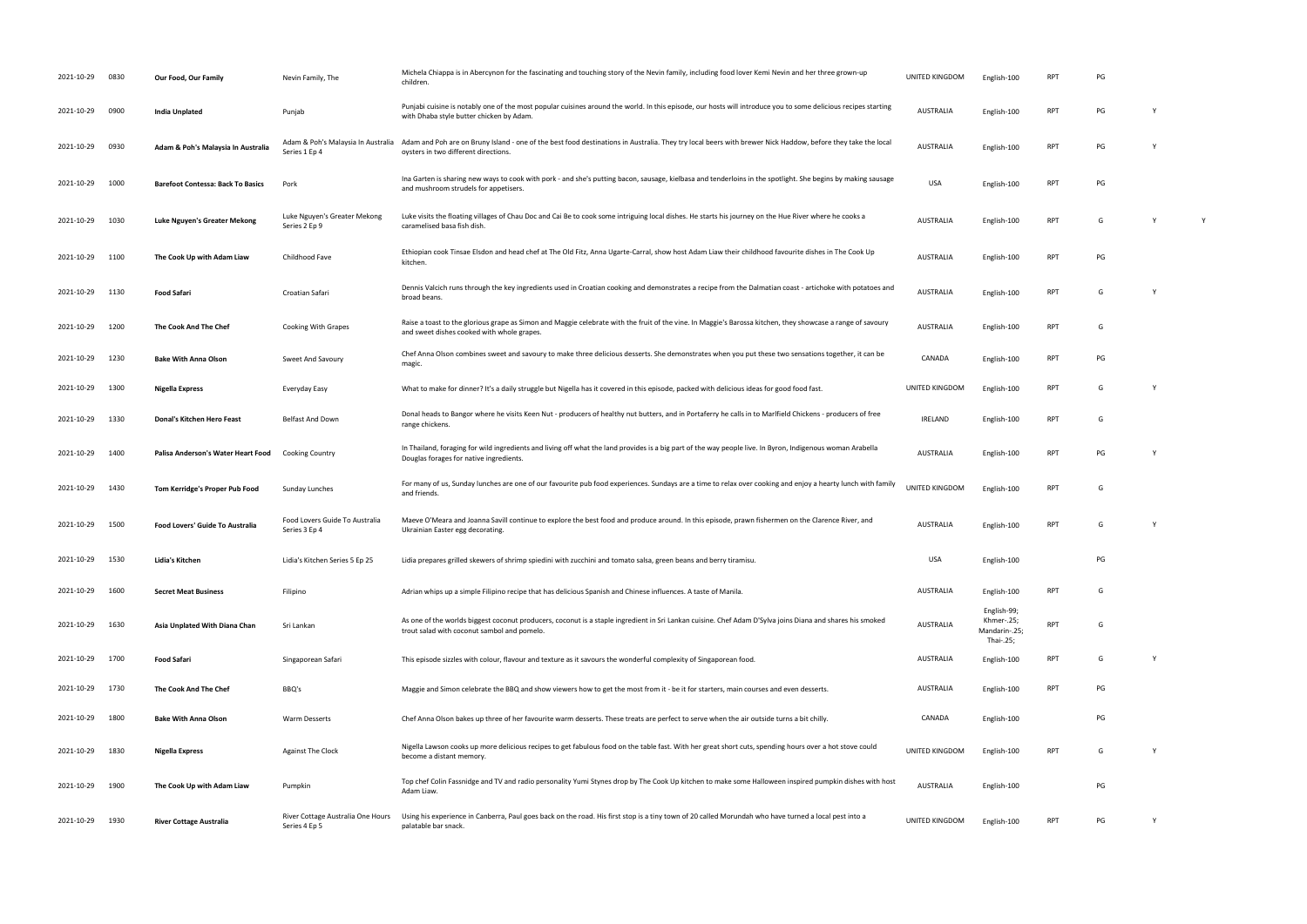| | | | | | | | | | | |
|---|---|---|---|---|---|---|---|---|---|---|
| 2021-10-29 | 0830 | **Our Food, Our Family** | Nevin Family, The | Michela Chiappa is in Abercynon for the fascinating and touching story of the Nevin family, including food lover Kemi Nevin and her three grown-up children. | UNITED KINGDOM | English-100 | RPT | PG | | |
| 2021-10-29 | 0900 | **India Unplated** | Punjab | Punjabi cuisine is notably one of the most popular cuisines around the world. In this episode, our hosts will introduce you to some delicious recipes starting with Dhaba style butter chicken by Adam. | AUSTRALIA | English-100 | RPT | PG | Y | |
| 2021-10-29 | 0930 | **Adam & Poh's Malaysia In Australia** | Adam & Poh's Malaysia In Australia Series 1 Ep 4 | Adam and Poh are on Bruny Island - one of the best food destinations in Australia. They try local beers with brewer Nick Haddow, before they take the local oysters in two different directions. | AUSTRALIA | English-100 | RPT | PG | Y | |
| 2021-10-29 | 1000 | **Barefoot Contessa: Back To Basics** | Pork | Ina Garten is sharing new ways to cook with pork - and she's putting bacon, sausage, kielbasa and tenderloins in the spotlight. She begins by making sausage and mushroom strudels for appetisers. | USA | English-100 | RPT | PG | | |
| 2021-10-29 | 1030 | **Luke Nguyen's Greater Mekong** | Luke Nguyen's Greater Mekong Series 2 Ep 9 | Luke visits the floating villages of Chau Doc and Cai Be to cook some intriguing local dishes. He starts his journey on the Hue River where he cooks a caramelised basa fish dish. | AUSTRALIA | English-100 | RPT | G | Y | Y |
| 2021-10-29 | 1100 | **The Cook Up with Adam Liaw** | Childhood Fave | Ethiopian cook Tinsae Elsdon and head chef at The Old Fitz, Anna Ugarte-Carral, show host Adam Liaw their childhood favourite dishes in The Cook Up kitchen. | AUSTRALIA | English-100 | RPT | PG | | |
| 2021-10-29 | 1130 | **Food Safari** | Croatian Safari | Dennis Valcich runs through the key ingredients used in Croatian cooking and demonstrates a recipe from the Dalmatian coast - artichoke with potatoes and broad beans. | AUSTRALIA | English-100 | RPT | G | Y | |
| 2021-10-29 | 1200 | **The Cook And The Chef** | Cooking With Grapes | Raise a toast to the glorious grape as Simon and Maggie celebrate with the fruit of the vine. In Maggie's Barossa kitchen, they showcase a range of savoury and sweet dishes cooked with whole grapes. | AUSTRALIA | English-100 | RPT | G | | |
| 2021-10-29 | 1230 | **Bake With Anna Olson** | Sweet And Savoury | Chef Anna Olson combines sweet and savoury to make three delicious desserts. She demonstrates when you put these two sensations together, it can be magic. | CANADA | English-100 | RPT | PG | | |
| 2021-10-29 | 1300 | **Nigella Express** | Everyday Easy | What to make for dinner? It's a daily struggle but Nigella has it covered in this episode, packed with delicious ideas for good food fast. | UNITED KINGDOM | English-100 | RPT | G | Y | |
| 2021-10-29 | 1330 | **Donal's Kitchen Hero Feast** | Belfast And Down | Donal heads to Bangor where he visits Keen Nut - producers of healthy nut butters, and in Portaferry he calls in to Marlfield Chickens - producers of free range chickens. | IRELAND | English-100 | RPT | G | | |
| 2021-10-29 | 1400 | **Palisa Anderson's Water Heart Food** | Cooking Country | In Thailand, foraging for wild ingredients and living off what the land provides is a big part of the way people live. In Byron, Indigenous woman Arabella Douglas forages for native ingredients. | AUSTRALIA | English-100 | RPT | PG | Y | |
| 2021-10-29 | 1430 | **Tom Kerridge's Proper Pub Food** | Sunday Lunches | For many of us, Sunday lunches are one of our favourite pub food experiences. Sundays are a time to relax over cooking and enjoy a hearty lunch with family and friends. | UNITED KINGDOM | English-100 | RPT | G | | |
| 2021-10-29 | 1500 | **Food Lovers' Guide To Australia** | Food Lovers Guide To Australia Series 3 Ep 4 | Maeve O'Meara and Joanna Savill continue to explore the best food and produce around. In this episode, prawn fishermen on the Clarence River, and Ukrainian Easter egg decorating. | AUSTRALIA | English-100 | RPT | G | Y | |
| 2021-10-29 | 1530 | **Lidia's Kitchen** | Lidia's Kitchen Series 5 Ep 25 | Lidia prepares grilled skewers of shrimp spiedini with zucchini and tomato salsa, green beans and berry tiramisu. | USA | English-100 | | PG | | |
| 2021-10-29 | 1600 | **Secret Meat Business** | Filipino | Adrian whips up a simple Filipino recipe that has delicious Spanish and Chinese influences. A taste of Manila. | AUSTRALIA | English-100 | RPT | G | | |
| 2021-10-29 | 1630 | **Asia Unplated With Diana Chan** | Sri Lankan | As one of the worlds biggest coconut producers, coconut is a staple ingredient in Sri Lankan cuisine. Chef Adam D'Sylva joins Diana and shares his smoked trout salad with coconut sambol and pomelo. | AUSTRALIA | English-99; Khmer-.25; Mandarin-.25; Thai-.25; | RPT | G | | |
| 2021-10-29 | 1700 | **Food Safari** | Singaporean Safari | This episode sizzles with colour, flavour and texture as it savours the wonderful complexity of Singaporean food. | AUSTRALIA | English-100 | RPT | G | Y | |
| 2021-10-29 | 1730 | **The Cook And The Chef** | BBQ's | Maggie and Simon celebrate the BBQ and show viewers how to get the most from it - be it for starters, main courses and even desserts. | AUSTRALIA | English-100 | RPT | PG | | |
| 2021-10-29 | 1800 | **Bake With Anna Olson** | Warm Desserts | Chef Anna Olson bakes up three of her favourite warm desserts. These treats are perfect to serve when the air outside turns a bit chilly. | CANADA | English-100 | | PG | | |
| 2021-10-29 | 1830 | **Nigella Express** | Against The Clock | Nigella Lawson cooks up more delicious recipes to get fabulous food on the table fast. With her great short cuts, spending hours over a hot stove could become a distant memory. | UNITED KINGDOM | English-100 | RPT | G | Y | |
| 2021-10-29 | 1900 | **The Cook Up with Adam Liaw** | Pumpkin | Top chef Colin Fassnidge and TV and radio personality Yumi Stynes drop by The Cook Up kitchen to make some Halloween inspired pumpkin dishes with host Adam Liaw. | AUSTRALIA | English-100 | | PG | | |
| 2021-10-29 | 1930 | **River Cottage Australia** | River Cottage Australia One Hours Series 4 Ep 5 | Using his experience in Canberra, Paul goes back on the road. His first stop is a tiny town of 20 called Morundah who have turned a local pest into a palatable bar snack. | UNITED KINGDOM | English-100 | RPT | PG | Y | |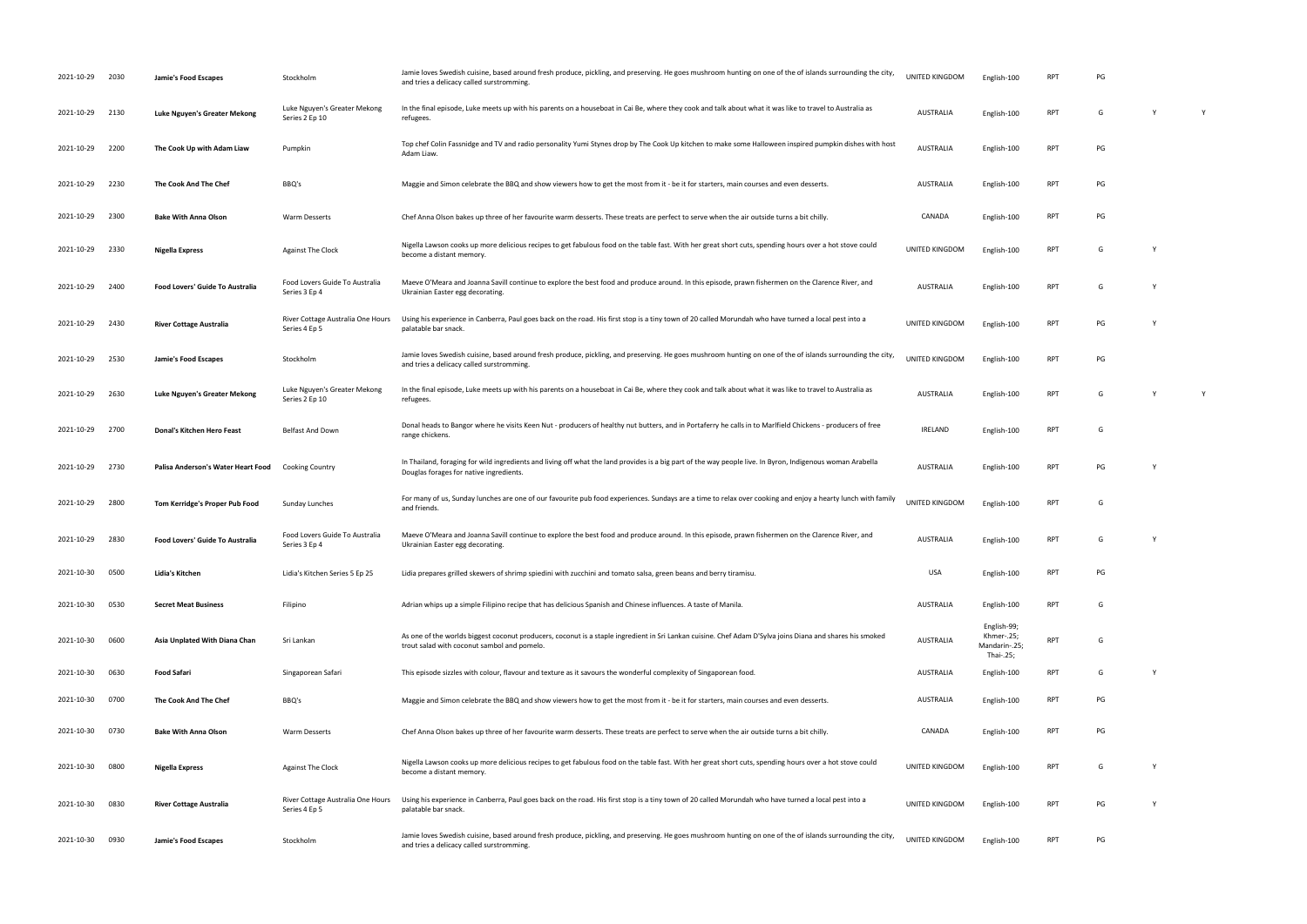| | | | | | | | | | | |
|---|---|---|---|---|---|---|---|---|---|---|
| 2021-10-29 | 2030 | **Jamie's Food Escapes** | Stockholm | Jamie loves Swedish cuisine, based around fresh produce, pickling, and preserving. He goes mushroom hunting on one of the of islands surrounding the city, and tries a delicacy called surstromming. | UNITED KINGDOM | English-100 | RPT | PG | | |
| 2021-10-29 | 2130 | **Luke Nguyen's Greater Mekong** | Luke Nguyen's Greater Mekong Series 2 Ep 10 | In the final episode, Luke meets up with his parents on a houseboat in Cai Be, where they cook and talk about what it was like to travel to Australia as refugees. | AUSTRALIA | English-100 | RPT | G | Y | Y |
| 2021-10-29 | 2200 | **The Cook Up with Adam Liaw** | Pumpkin | Top chef Colin Fassnidge and TV and radio personality Yumi Stynes drop by The Cook Up kitchen to make some Halloween inspired pumpkin dishes with host Adam Liaw. | AUSTRALIA | English-100 | RPT | PG | | |
| 2021-10-29 | 2230 | **The Cook And The Chef** | BBQ's | Maggie and Simon celebrate the BBQ and show viewers how to get the most from it - be it for starters, main courses and even desserts. | AUSTRALIA | English-100 | RPT | PG | | |
| 2021-10-29 | 2300 | **Bake With Anna Olson** | Warm Desserts | Chef Anna Olson bakes up three of her favourite warm desserts. These treats are perfect to serve when the air outside turns a bit chilly. | CANADA | English-100 | RPT | PG | | |
| 2021-10-29 | 2330 | **Nigella Express** | Against The Clock | Nigella Lawson cooks up more delicious recipes to get fabulous food on the table fast. With her great short cuts, spending hours over a hot stove could become a distant memory. | UNITED KINGDOM | English-100 | RPT | G | Y | |
| 2021-10-29 | 2400 | **Food Lovers' Guide To Australia** | Food Lovers Guide To Australia Series 3 Ep 4 | Maeve O'Meara and Joanna Savill continue to explore the best food and produce around. In this episode, prawn fishermen on the Clarence River, and Ukrainian Easter egg decorating. | AUSTRALIA | English-100 | RPT | G | Y | |
| 2021-10-29 | 2430 | **River Cottage Australia** | River Cottage Australia One Hours Series 4 Ep 5 | Using his experience in Canberra, Paul goes back on the road. His first stop is a tiny town of 20 called Morundah who have turned a local pest into a palatable bar snack. | UNITED KINGDOM | English-100 | RPT | PG | Y | |
| 2021-10-29 | 2530 | **Jamie's Food Escapes** | Stockholm | Jamie loves Swedish cuisine, based around fresh produce, pickling, and preserving. He goes mushroom hunting on one of the of islands surrounding the city, and tries a delicacy called surstromming. | UNITED KINGDOM | English-100 | RPT | PG | | |
| 2021-10-29 | 2630 | **Luke Nguyen's Greater Mekong** | Luke Nguyen's Greater Mekong Series 2 Ep 10 | In the final episode, Luke meets up with his parents on a houseboat in Cai Be, where they cook and talk about what it was like to travel to Australia as refugees. | AUSTRALIA | English-100 | RPT | G | Y | Y |
| 2021-10-29 | 2700 | **Donal's Kitchen Hero Feast** | Belfast And Down | Donal heads to Bangor where he visits Keen Nut - producers of healthy nut butters, and in Portaferry he calls in to Marlfield Chickens - producers of free range chickens. | IRELAND | English-100 | RPT | G | | |
| 2021-10-29 | 2730 | **Palisa Anderson's Water Heart Food** | Cooking Country | In Thailand, foraging for wild ingredients and living off what the land provides is a big part of the way people live. In Byron, Indigenous woman Arabella Douglas forages for native ingredients. | AUSTRALIA | English-100 | RPT | PG | Y | |
| 2021-10-29 | 2800 | **Tom Kerridge's Proper Pub Food** | Sunday Lunches | For many of us, Sunday lunches are one of our favourite pub food experiences. Sundays are a time to relax over cooking and enjoy a hearty lunch with family and friends. | UNITED KINGDOM | English-100 | RPT | G | | |
| 2021-10-29 | 2830 | **Food Lovers' Guide To Australia** | Food Lovers Guide To Australia Series 3 Ep 4 | Maeve O'Meara and Joanna Savill continue to explore the best food and produce around. In this episode, prawn fishermen on the Clarence River, and Ukrainian Easter egg decorating. | AUSTRALIA | English-100 | RPT | G | Y | |
| 2021-10-30 | 0500 | **Lidia's Kitchen** | Lidia's Kitchen Series 5 Ep 25 | Lidia prepares grilled skewers of shrimp spiedini with zucchini and tomato salsa, green beans and berry tiramisu. | USA | English-100 | RPT | PG | | |
| 2021-10-30 | 0530 | **Secret Meat Business** | Filipino | Adrian whips up a simple Filipino recipe that has delicious Spanish and Chinese influences. A taste of Manila. | AUSTRALIA | English-100 | RPT | G | | |
| 2021-10-30 | 0600 | **Asia Unplated With Diana Chan** | Sri Lankan | As one of the worlds biggest coconut producers, coconut is a staple ingredient in Sri Lankan cuisine. Chef Adam D'Sylva joins Diana and shares his smoked trout salad with coconut sambol and pomelo. | AUSTRALIA | English-99; Khmer-.25; Mandarin-.25; Thai-.25; | RPT | G | | |
| 2021-10-30 | 0630 | **Food Safari** | Singaporean Safari | This episode sizzles with colour, flavour and texture as it savours the wonderful complexity of Singaporean food. | AUSTRALIA | English-100 | RPT | G | Y | |
| 2021-10-30 | 0700 | **The Cook And The Chef** | BBQ's | Maggie and Simon celebrate the BBQ and show viewers how to get the most from it - be it for starters, main courses and even desserts. | AUSTRALIA | English-100 | RPT | PG | | |
| 2021-10-30 | 0730 | **Bake With Anna Olson** | Warm Desserts | Chef Anna Olson bakes up three of her favourite warm desserts. These treats are perfect to serve when the air outside turns a bit chilly. | CANADA | English-100 | RPT | PG | | |
| 2021-10-30 | 0800 | **Nigella Express** | Against The Clock | Nigella Lawson cooks up more delicious recipes to get fabulous food on the table fast. With her great short cuts, spending hours over a hot stove could become a distant memory. | UNITED KINGDOM | English-100 | RPT | G | Y | |
| 2021-10-30 | 0830 | **River Cottage Australia** | River Cottage Australia One Hours Series 4 Ep 5 | Using his experience in Canberra, Paul goes back on the road. His first stop is a tiny town of 20 called Morundah who have turned a local pest into a palatable bar snack. | UNITED KINGDOM | English-100 | RPT | PG | Y | |
| 2021-10-30 | 0930 | **Jamie's Food Escapes** | Stockholm | Jamie loves Swedish cuisine, based around fresh produce, pickling, and preserving. He goes mushroom hunting on one of the of islands surrounding the city, and tries a delicacy called surstromming. | UNITED KINGDOM | English-100 | RPT | PG | | |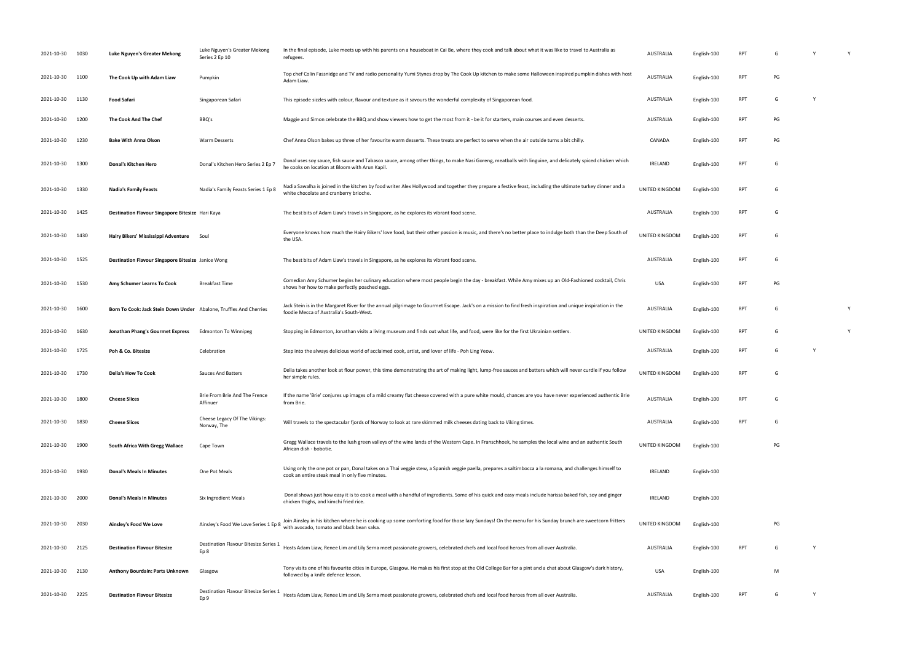| | | | | | | | | | | |
|---|---|---|---|---|---|---|---|---|---|---|
| 2021-10-30 | 1030 | **Luke Nguyen's Greater Mekong** | Luke Nguyen's Greater Mekong Series 2 Ep 10 | In the final episode, Luke meets up with his parents on a houseboat in Cai Be, where they cook and talk about what it was like to travel to Australia as refugees. | AUSTRALIA | English-100 | RPT | G | Y | Y |
| 2021-10-30 | 1100 | **The Cook Up with Adam Liaw** | Pumpkin | Top chef Colin Fassnidge and TV and radio personality Yumi Stynes drop by The Cook Up kitchen to make some Halloween inspired pumpkin dishes with host Adam Liaw. | AUSTRALIA | English-100 | RPT | PG | | |
| 2021-10-30 | 1130 | **Food Safari** | Singaporean Safari | This episode sizzles with colour, flavour and texture as it savours the wonderful complexity of Singaporean food. | AUSTRALIA | English-100 | RPT | G | Y | |
| 2021-10-30 | 1200 | **The Cook And The Chef** | BBQ's | Maggie and Simon celebrate the BBQ and show viewers how to get the most from it - be it for starters, main courses and even desserts. | AUSTRALIA | English-100 | RPT | PG | | |
| 2021-10-30 | 1230 | **Bake With Anna Olson** | Warm Desserts | Chef Anna Olson bakes up three of her favourite warm desserts. These treats are perfect to serve when the air outside turns a bit chilly. | CANADA | English-100 | RPT | PG | | |
| 2021-10-30 | 1300 | **Donal's Kitchen Hero** | Donal's Kitchen Hero Series 2 Ep 7 | Donal uses soy sauce, fish sauce and Tabasco sauce, among other things, to make Nasi Goreng, meatballs with linguine, and delicately spiced chicken which he cooks on location at Bloom with Arun Kapil. | IRELAND | English-100 | RPT | G | | |
| 2021-10-30 | 1330 | **Nadia's Family Feasts** | Nadia's Family Feasts Series 1 Ep 8 | Nadia Sawalha is joined in the kitchen by food writer Alex Hollywood and together they prepare a festive feast, including the ultimate turkey dinner and a white chocolate and cranberry brioche. | UNITED KINGDOM | English-100 | RPT | G | | |
| 2021-10-30 | 1425 | **Destination Flavour Singapore Bitesize** | Hari Kaya | The best bits of Adam Liaw's travels in Singapore, as he explores its vibrant food scene. | AUSTRALIA | English-100 | RPT | G | | |
| 2021-10-30 | 1430 | **Hairy Bikers' Mississippi Adventure** | Soul | Everyone knows how much the Hairy Bikers' love food, but their other passion is music, and there's no better place to indulge both than the Deep South of the USA. | UNITED KINGDOM | English-100 | RPT | G | | |
| 2021-10-30 | 1525 | **Destination Flavour Singapore Bitesize** | Janice Wong | The best bits of Adam Liaw's travels in Singapore, as he explores its vibrant food scene. | AUSTRALIA | English-100 | RPT | G | | |
| 2021-10-30 | 1530 | **Amy Schumer Learns To Cook** | Breakfast Time | Comedian Amy Schumer begins her culinary education where most people begin the day - breakfast. While Amy mixes up an Old-Fashioned cocktail, Chris shows her how to make perfectly poached eggs. | USA | English-100 | RPT | PG | | |
| 2021-10-30 | 1600 | **Born To Cook: Jack Stein Down Under** | Abalone, Truffles And Cherries | Jack Stein is in the Margaret River for the annual pilgrimage to Gourmet Escape. Jack's on a mission to find fresh inspiration and unique inspiration in the foodie Mecca of Australia's South-West. | AUSTRALIA | English-100 | RPT | G | | Y |
| 2021-10-30 | 1630 | **Jonathan Phang's Gourmet Express** | Edmonton To Winnipeg | Stopping in Edmonton, Jonathan visits a living museum and finds out what life, and food, were like for the first Ukrainian settlers. | UNITED KINGDOM | English-100 | RPT | G | | Y |
| 2021-10-30 | 1725 | **Poh & Co. Bitesize** | Celebration | Step into the always delicious world of acclaimed cook, artist, and lover of life - Poh Ling Yeow. | AUSTRALIA | English-100 | RPT | G | Y | |
| 2021-10-30 | 1730 | **Delia's How To Cook** | Sauces And Batters | Delia takes another look at flour power, this time demonstrating the art of making light, lump-free sauces and batters which will never curdle if you follow her simple rules. | UNITED KINGDOM | English-100 | RPT | G | | |
| 2021-10-30 | 1800 | **Cheese Slices** | Brie From Brie And The Frence Affinuer | If the name 'Brie' conjures up images of a mild creamy flat cheese covered with a pure white mould, chances are you have never experienced authentic Brie from Brie. | AUSTRALIA | English-100 | RPT | G | | |
| 2021-10-30 | 1830 | **Cheese Slices** | Cheese Legacy Of The Vikings: Norway, The | Will travels to the spectacular fjords of Norway to look at rare skimmed milk cheeses dating back to Viking times. | AUSTRALIA | English-100 | RPT | G | | |
| 2021-10-30 | 1900 | **South Africa With Gregg Wallace** | Cape Town | Gregg Wallace travels to the lush green valleys of the wine lands of the Western Cape. In Franschhoek, he samples the local wine and an authentic South African dish - bobotie. | UNITED KINGDOM | English-100 | | PG | | |
| 2021-10-30 | 1930 | **Donal's Meals In Minutes** | One Pot Meals | Using only the one pot or pan, Donal takes on a Thai veggie stew, a Spanish veggie paella, prepares a saltimbocca a la romana, and challenges himself to cook an entire steak meal in only five minutes. | IRELAND | English-100 | | | | |
| 2021-10-30 | 2000 | **Donal's Meals In Minutes** | Six Ingredient Meals | Donal shows just how easy it is to cook a meal with a handful of ingredients. Some of his quick and easy meals include harissa baked fish, soy and ginger chicken thighs, and kimchi fried rice. | IRELAND | English-100 | | | | |
| 2021-10-30 | 2030 | **Ainsley's Food We Love** | Ainsley's Food We Love Series 1 Ep 8 | Join Ainsley in his kitchen where he is cooking up some comforting food for those lazy Sundays! On the menu for his Sunday brunch are sweetcorn fritters with avocado, tomato and black bean salsa. | UNITED KINGDOM | English-100 | | PG | | |
| 2021-10-30 | 2125 | **Destination Flavour Bitesize** | Destination Flavour Bitesize Series 1 Ep 8 | Hosts Adam Liaw, Renee Lim and Lily Serna meet passionate growers, celebrated chefs and local food heroes from all over Australia. | AUSTRALIA | English-100 | RPT | G | Y | |
| 2021-10-30 | 2130 | **Anthony Bourdain: Parts Unknown** | Glasgow | Tony visits one of his favourite cities in Europe, Glasgow. He makes his first stop at the Old College Bar for a pint and a chat about Glasgow's dark history, followed by a knife defence lesson. | USA | English-100 | | M | | |
| 2021-10-30 | 2225 | **Destination Flavour Bitesize** | Destination Flavour Bitesize Series 1 Ep 9 | Hosts Adam Liaw, Renee Lim and Lily Serna meet passionate growers, celebrated chefs and local food heroes from all over Australia. | AUSTRALIA | English-100 | RPT | G | Y | |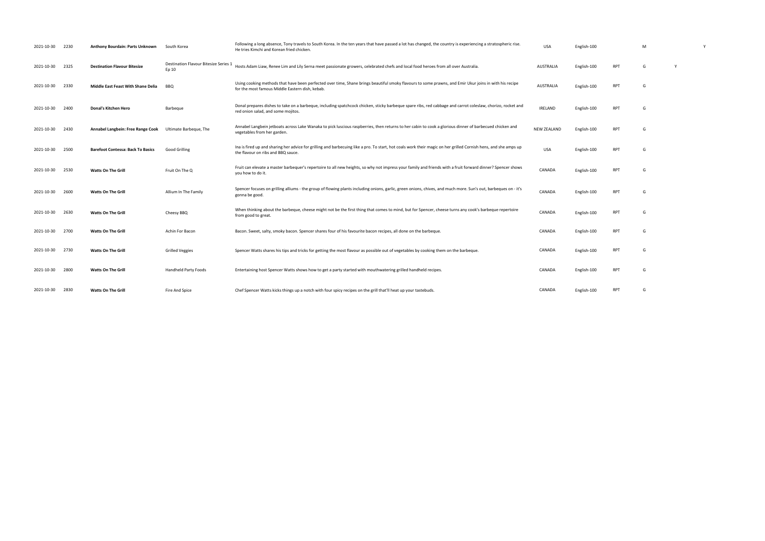| | | | | | | | | | | |
|---|---|---|---|---|---|---|---|---|---|---|
| 2021-10-30 | 2230 | **Anthony Bourdain: Parts Unknown** | South Korea | Following a long absence, Tony travels to South Korea. In the ten years that have passed a lot has changed, the country is experiencing a stratospheric rise. He tries Kimchi and Korean fried chicken. | USA | English-100 | | M | | Y |
| 2021-10-30 | 2325 | **Destination Flavour Bitesize** | Destination Flavour Bitesize Series 1 Ep 10 | Hosts Adam Liaw, Renee Lim and Lily Serna meet passionate growers, celebrated chefs and local food heroes from all over Australia. | AUSTRALIA | English-100 | RPT | G | Y | |
| 2021-10-30 | 2330 | **Middle East Feast With Shane Delia** | BBQ | Using cooking methods that have been perfected over time, Shane brings beautiful smoky flavours to some prawns, and Emir Ukur joins in with his recipe for the most famous Middle Eastern dish, kebab. | AUSTRALIA | English-100 | RPT | G | | |
| 2021-10-30 | 2400 | **Donal's Kitchen Hero** | Barbeque | Donal prepares dishes to take on a barbeque, including spatchcock chicken, sticky barbeque spare ribs, red cabbage and carrot coleslaw, chorizo, rocket and red onion salad, and some mojitos. | IRELAND | English-100 | RPT | G | | |
| 2021-10-30 | 2430 | **Annabel Langbein: Free Range Cook** | Ultimate Barbeque, The | Annabel Langbein jetboats across Lake Wanaka to pick luscious raspberries, then returns to her cabin to cook a glorious dinner of barbecued chicken and vegetables from her garden. | NEW ZEALAND | English-100 | RPT | G | | |
| 2021-10-30 | 2500 | **Barefoot Contessa: Back To Basics** | Good Grilling | Ina is fired up and sharing her advice for grilling and barbecuing like a pro. To start, hot coals work their magic on her grilled Cornish hens, and she amps up the flavour on ribs and BBQ sauce. | USA | English-100 | RPT | G | | |
| 2021-10-30 | 2530 | **Watts On The Grill** | Fruit On The Q | Fruit can elevate a master barbequer's repertoire to all new heights, so why not impress your family and friends with a fruit forward dinner? Spencer shows you how to do it. | CANADA | English-100 | RPT | G | | |
| 2021-10-30 | 2600 | **Watts On The Grill** | Allium In The Family | Spencer focuses on grilling alliums - the group of flowing plants including onions, garlic, green onions, chives, and much more. Sun's out, barbeques on - it's gonna be good. | CANADA | English-100 | RPT | G | | |
| 2021-10-30 | 2630 | **Watts On The Grill** | Cheesy BBQ | When thinking about the barbeque, cheese might not be the first thing that comes to mind, but for Spencer, cheese turns any cook's barbeque repertoire from good to great. | CANADA | English-100 | RPT | G | | |
| 2021-10-30 | 2700 | **Watts On The Grill** | Achin For Bacon | Bacon. Sweet, salty, smoky bacon. Spencer shares four of his favourite bacon recipes, all done on the barbeque. | CANADA | English-100 | RPT | G | | |
| 2021-10-30 | 2730 | **Watts On The Grill** | Grilled Veggies | Spencer Watts shares his tips and tricks for getting the most flavour as possible out of vegetables by cooking them on the barbeque. | CANADA | English-100 | RPT | G | | |
| 2021-10-30 | 2800 | **Watts On The Grill** | Handheld Party Foods | Entertaining host Spencer Watts shows how to get a party started with mouthwatering grilled handheld recipes. | CANADA | English-100 | RPT | G | | |
| 2021-10-30 | 2830 | **Watts On The Grill** | Fire And Spice | Chef Spencer Watts kicks things up a notch with four spicy recipes on the grill that'll heat up your tastebuds. | CANADA | English-100 | RPT | G | | |